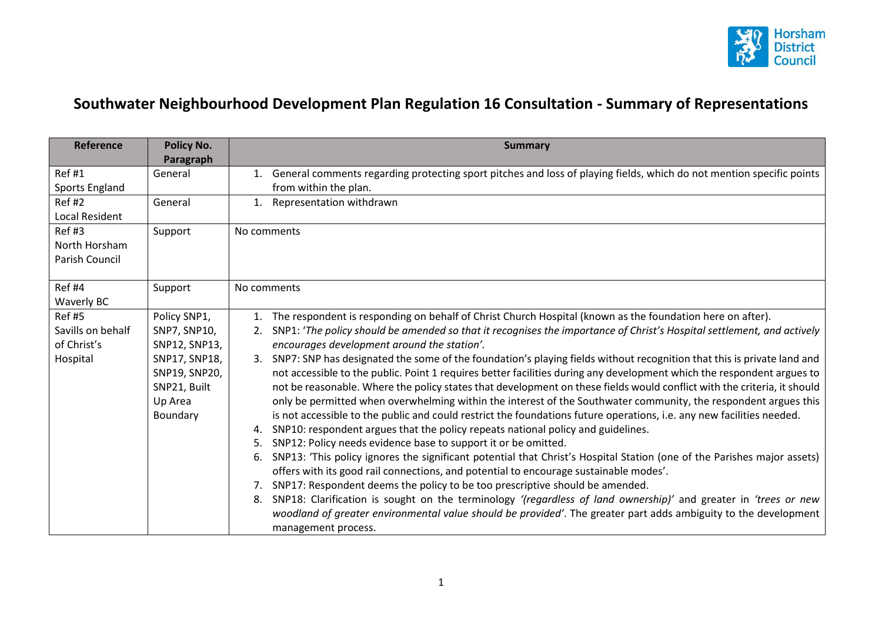# Southwater Neighbourhood Development Plan Regulation 16 Consultation - Summary of Representations

| Reference | Policy No. Paragraph | Summary |
|---|---|---|
| Ref #1 Sports England | General | 1. General comments regarding protecting sport pitches and loss of playing fields, which do not mention specific points from within the plan. |
| Ref #2 Local Resident | General | 1. Representation withdrawn |
| Ref #3 North Horsham Parish Council | Support | No comments |
| Ref #4 Waverly BC | Support | No comments |
| Ref #5 Savills on behalf of Christ's Hospital | Policy SNP1, SNP7, SNP10, SNP12, SNP13, SNP17, SNP18, SNP19, SNP20, SNP21, Built Up Area Boundary | 1. The respondent is responding on behalf of Christ Church Hospital (known as the foundation here on after).<br>2. SNP1: '*The policy should be amended so that it recognises the importance of Christ's Hospital settlement, and actively encourages development around the station'*.<br>3. SNP7: SNP has designated the some of the foundation's playing fields without recognition that this is private land and not accessible to the public. Point 1 requires better facilities during any development which the respondent argues to not be reasonable. Where the policy states that development on these fields would conflict with the criteria, it should only be permitted when overwhelming within the interest of the Southwater community, the respondent argues this is not accessible to the public and could restrict the foundations future operations, i.e. any new facilities needed.<br>4. SNP10: respondent argues that the policy repeats national policy and guidelines.<br>5. SNP12: Policy needs evidence base to support it or be omitted.<br>6. SNP13: 'This policy ignores the significant potential that Christ's Hospital Station (one of the Parishes major assets) offers with its good rail connections, and potential to encourage sustainable modes'.<br>7. SNP17: Respondent deems the policy to be too prescriptive should be amended.<br>8. SNP18: Clarification is sought on the terminology *'(regardless of land ownership)'* and greater in *'trees or new woodland of greater environmental value should be provided'*. The greater part adds ambiguity to the development management process. |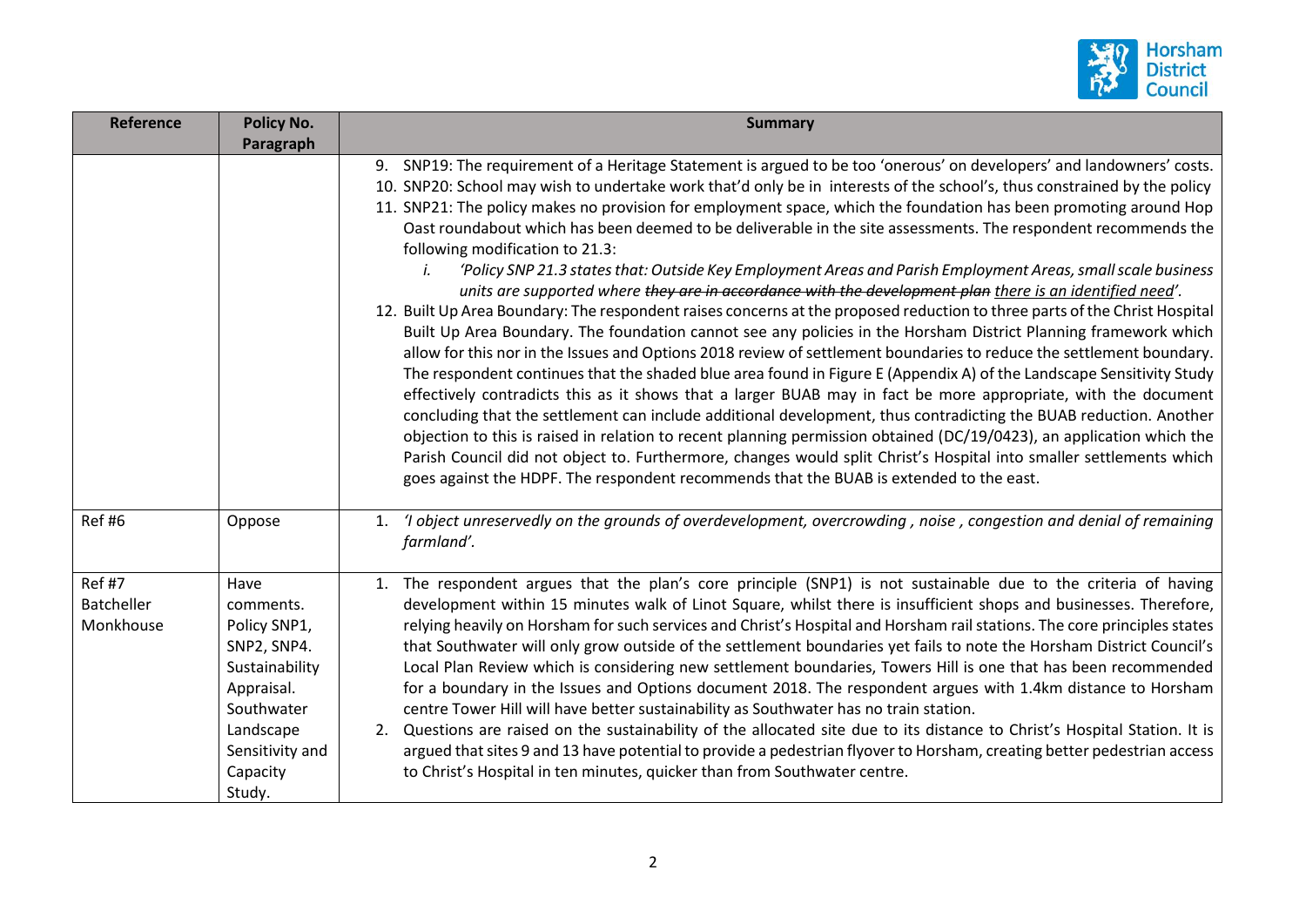| Reference | Policy No. Paragraph | Summary |
|---|---|---|
| | | 9. SNP19: The requirement of a Heritage Statement is argued to be too 'onerous' on developers' and landowners' costs.<br>10. SNP20: School may wish to undertake work that'd only be in interests of the school's, thus constrained by the policy<br>11. SNP21: The policy makes no provision for employment space, which the foundation has been promoting around Hop Oast roundabout which has been deemed to be deliverable in the site assessments. The respondent recommends the following modification to 21.3:<br>i. *'Policy SNP 21.3 states that: Outside Key Employment Areas and Parish Employment Areas, small scale business units are supported where ~~they are in accordance with the development plan~~ <u>there is an identified need</u>'.*<br>12. Built Up Area Boundary: The respondent raises concerns at the proposed reduction to three parts of the Christ Hospital Built Up Area Boundary. The foundation cannot see any policies in the Horsham District Planning framework which allow for this nor in the Issues and Options 2018 review of settlement boundaries to reduce the settlement boundary. The respondent continues that the shaded blue area found in Figure E (Appendix A) of the Landscape Sensitivity Study effectively contradicts this as it shows that a larger BUAB may in fact be more appropriate, with the document concluding that the settlement can include additional development, thus contradicting the BUAB reduction. Another objection to this is raised in relation to recent planning permission obtained (DC/19/0423), an application which the Parish Council did not object to. Furthermore, changes would split Christ's Hospital into smaller settlements which goes against the HDPF. The respondent recommends that the BUAB is extended to the east. |
| Ref #6 | Oppose | 1. *'I object unreservedly on the grounds of overdevelopment, overcrowding , noise , congestion and denial of remaining farmland'.* |
| Ref #7 Batcheller Monkhouse | Have comments. Policy SNP1, SNP2, SNP4. Sustainability Appraisal. Southwater Landscape Sensitivity and Capacity Study. | 1. The respondent argues that the plan's core principle (SNP1) is not sustainable due to the criteria of having development within 15 minutes walk of Linot Square, whilst there is insufficient shops and businesses. Therefore, relying heavily on Horsham for such services and Christ's Hospital and Horsham rail stations. The core principles states that Southwater will only grow outside of the settlement boundaries yet fails to note the Horsham District Council's Local Plan Review which is considering new settlement boundaries, Towers Hill is one that has been recommended for a boundary in the Issues and Options document 2018. The respondent argues with 1.4km distance to Horsham centre Tower Hill will have better sustainability as Southwater has no train station.<br>2. Questions are raised on the sustainability of the allocated site due to its distance to Christ's Hospital Station. It is argued that sites 9 and 13 have potential to provide a pedestrian flyover to Horsham, creating better pedestrian access to Christ's Hospital in ten minutes, quicker than from Southwater centre. |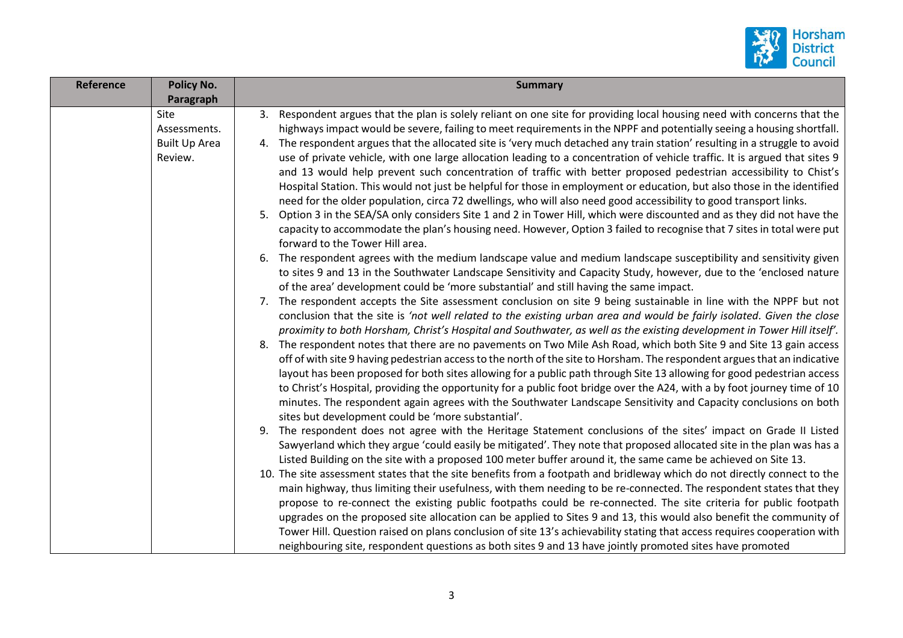| Reference | Policy No. Paragraph | Summary |
|---|---|---|
| | Site Assessments. Built Up Area Review. | 3. Respondent argues that the plan is solely reliant on one site for providing local housing need with concerns that the highways impact would be severe, failing to meet requirements in the NPPF and potentially seeing a housing shortfall.<br>4. The respondent argues that the allocated site is 'very much detached any train station' resulting in a struggle to avoid use of private vehicle, with one large allocation leading to a concentration of vehicle traffic. It is argued that sites 9 and 13 would help prevent such concentration of traffic with better proposed pedestrian accessibility to Chist's Hospital Station. This would not just be helpful for those in employment or education, but also those in the identified need for the older population, circa 72 dwellings, who will also need good accessibility to good transport links.<br>5. Option 3 in the SEA/SA only considers Site 1 and 2 in Tower Hill, which were discounted and as they did not have the capacity to accommodate the plan's housing need. However, Option 3 failed to recognise that 7 sites in total were put forward to the Tower Hill area.<br>6. The respondent agrees with the medium landscape value and medium landscape susceptibility and sensitivity given to sites 9 and 13 in the Southwater Landscape Sensitivity and Capacity Study, however, due to the 'enclosed nature of the area' development could be 'more substantial' and still having the same impact.<br>7. The respondent accepts the Site assessment conclusion on site 9 being sustainable in line with the NPPF but not conclusion that the site is *'not well related to the existing urban area and would be fairly isolated. Given the close proximity to both Horsham, Christ's Hospital and Southwater, as well as the existing development in Tower Hill itself'.*<br>8. The respondent notes that there are no pavements on Two Mile Ash Road, which both Site 9 and Site 13 gain access off of with site 9 having pedestrian access to the north of the site to Horsham. The respondent argues that an indicative layout has been proposed for both sites allowing for a public path through Site 13 allowing for good pedestrian access to Christ's Hospital, providing the opportunity for a public foot bridge over the A24, with a by foot journey time of 10 minutes. The respondent again agrees with the Southwater Landscape Sensitivity and Capacity conclusions on both sites but development could be 'more substantial'.<br>9. The respondent does not agree with the Heritage Statement conclusions of the sites' impact on Grade II Listed Sawyerland which they argue 'could easily be mitigated'. They note that proposed allocated site in the plan was has a Listed Building on the site with a proposed 100 meter buffer around it, the same came be achieved on Site 13.<br>10. The site assessment states that the site benefits from a footpath and bridleway which do not directly connect to the main highway, thus limiting their usefulness, with them needing to be re-connected. The respondent states that they propose to re-connect the existing public footpaths could be re-connected. The site criteria for public footpath upgrades on the proposed site allocation can be applied to Sites 9 and 13, this would also benefit the community of Tower Hill. Question raised on plans conclusion of site 13's achievability stating that access requires cooperation with neighbouring site, respondent questions as both sites 9 and 13 have jointly promoted sites have promoted |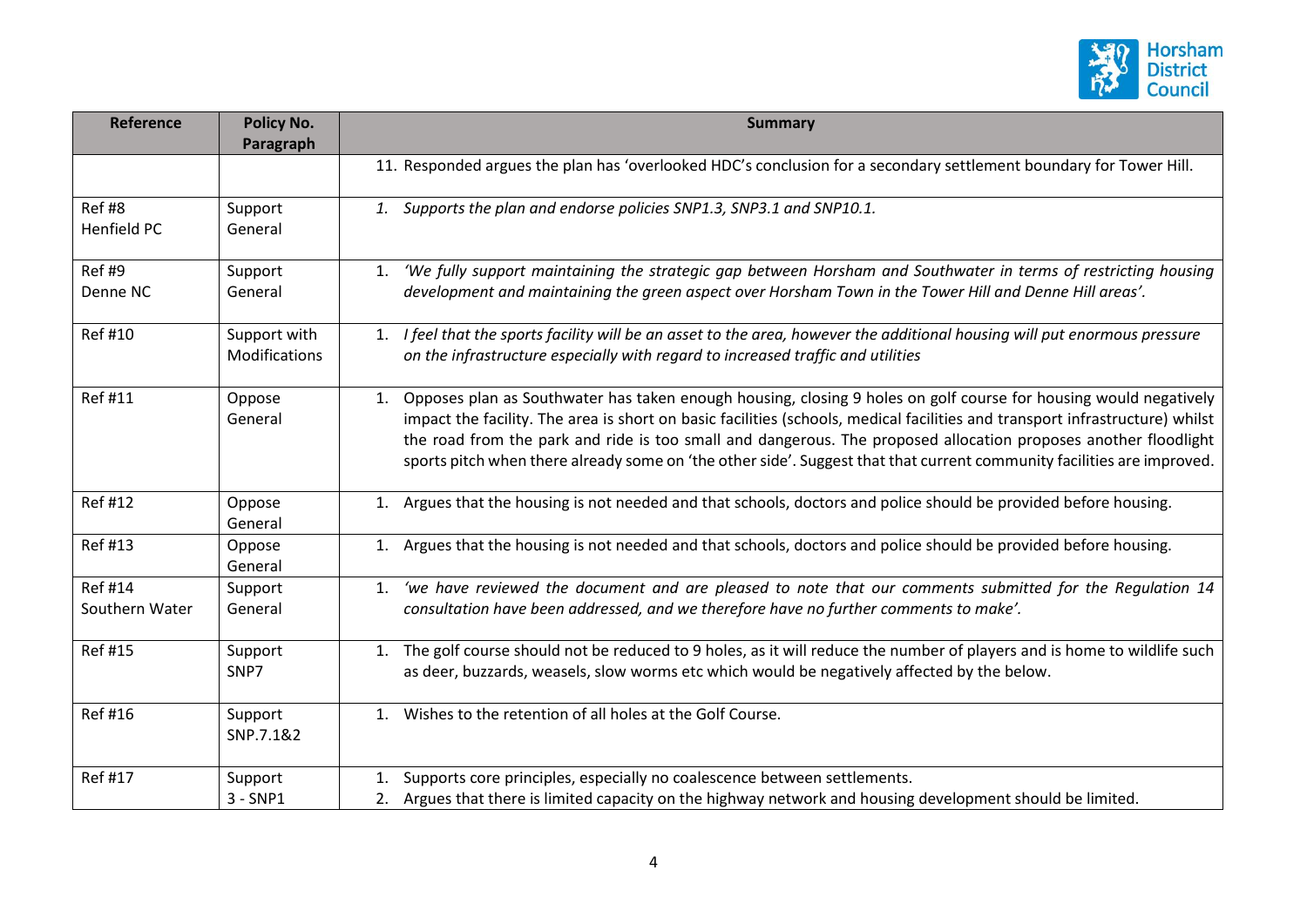| Reference | Policy No. Paragraph | Summary |
|---|---|---|
| | | 11. Responded argues the plan has 'overlooked HDC's conclusion for a secondary settlement boundary for Tower Hill. |
| Ref #8 Henfield PC | Support General | 1. *Supports the plan and endorse policies SNP1.3, SNP3.1 and SNP10.1.* |
| Ref #9 Denne NC | Support General | 1. *'We fully support maintaining the strategic gap between Horsham and Southwater in terms of restricting housing development and maintaining the green aspect over Horsham Town in the Tower Hill and Denne Hill areas'.* |
| Ref #10 | Support with Modifications | 1. *I feel that the sports facility will be an asset to the area, however the additional housing will put enormous pressure on the infrastructure especially with regard to increased traffic and utilities* |
| Ref #11 | Oppose General | 1. Opposes plan as Southwater has taken enough housing, closing 9 holes on golf course for housing would negatively impact the facility. The area is short on basic facilities (schools, medical facilities and transport infrastructure) whilst the road from the park and ride is too small and dangerous. The proposed allocation proposes another floodlight sports pitch when there already some on 'the other side'. Suggest that that current community facilities are improved. |
| Ref #12 | Oppose General | 1. Argues that the housing is not needed and that schools, doctors and police should be provided before housing. |
| Ref #13 | Oppose General | 1. Argues that the housing is not needed and that schools, doctors and police should be provided before housing. |
| Ref #14 Southern Water | Support General | 1. *'we have reviewed the document and are pleased to note that our comments submitted for the Regulation 14 consultation have been addressed, and we therefore have no further comments to make'.* |
| Ref #15 | Support SNP7 | 1. The golf course should not be reduced to 9 holes, as it will reduce the number of players and is home to wildlife such as deer, buzzards, weasels, slow worms etc which would be negatively affected by the below. |
| Ref #16 | Support SNP.7.1&2 | 1. Wishes to the retention of all holes at the Golf Course. |
| Ref #17 | Support 3 - SNP1 | 1. Supports core principles, especially no coalescence between settlements.<br>2. Argues that there is limited capacity on the highway network and housing development should be limited. |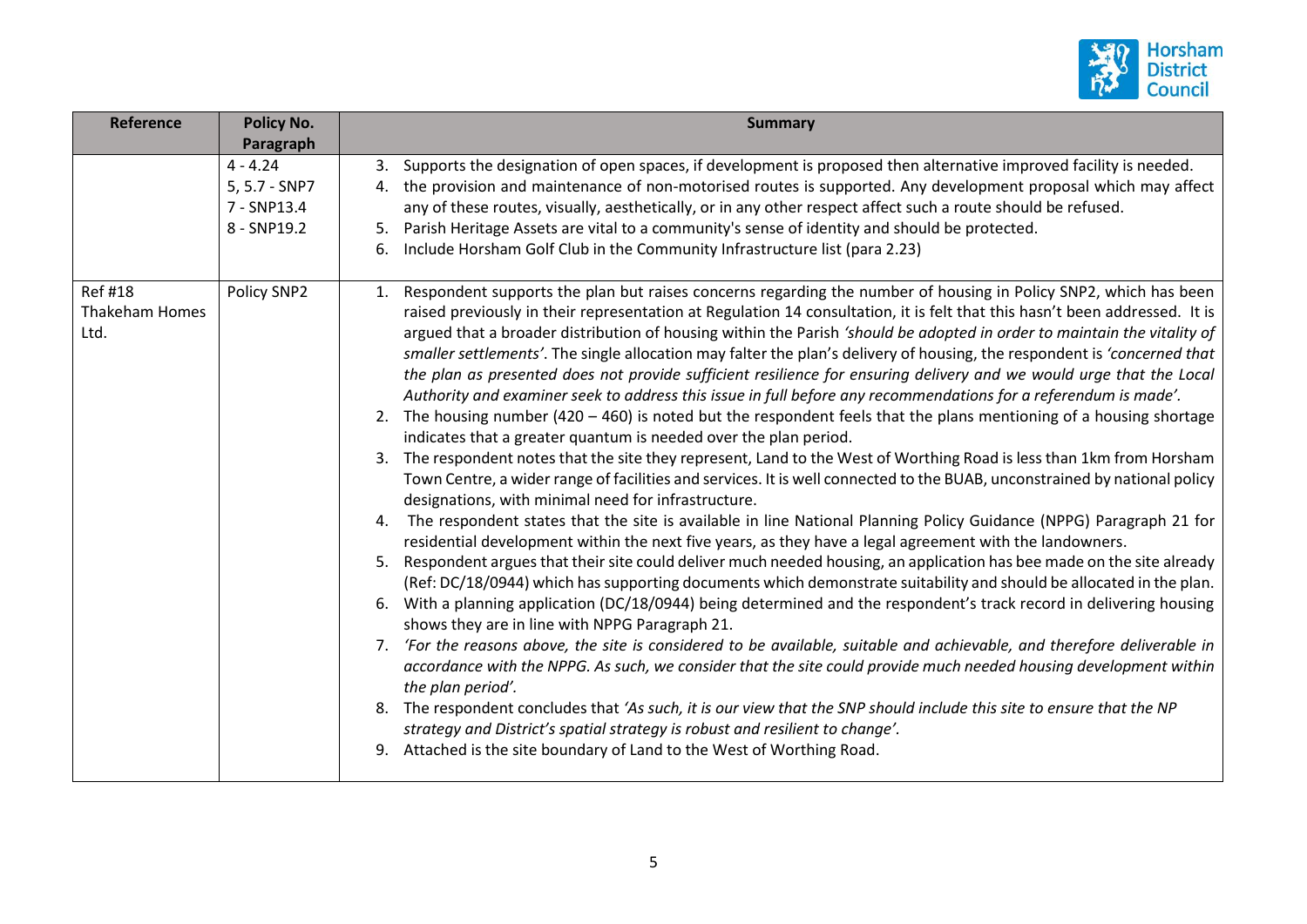| Reference | Policy No. Paragraph | Summary |
| --- | --- | --- |
| | 4 - 4.24<br>5, 5.7 - SNP7<br>7 - SNP13.4<br>8 - SNP19.2 | 3. Supports the designation of open spaces, if development is proposed then alternative improved facility is needed.<br>4. the provision and maintenance of non-motorised routes is supported. Any development proposal which may affect any of these routes, visually, aesthetically, or in any other respect affect such a route should be refused.<br>5. Parish Heritage Assets are vital to a community's sense of identity and should be protected.<br>6. Include Horsham Golf Club in the Community Infrastructure list (para 2.23) |
| Ref #18 Thakeham Homes Ltd. | Policy SNP2 | 1. Respondent supports the plan but raises concerns regarding the number of housing in Policy SNP2, which has been raised previously in their representation at Regulation 14 consultation, it is felt that this hasn't been addressed. It is argued that a broader distribution of housing within the Parish *'should be adopted in order to maintain the vitality of smaller settlements'*. The single allocation may falter the plan's delivery of housing, the respondent is *'concerned that the plan as presented does not provide sufficient resilience for ensuring delivery and we would urge that the Local Authority and examiner seek to address this issue in full before any recommendations for a referendum is made'*.<br>2. The housing number (420 – 460) is noted but the respondent feels that the plans mentioning of a housing shortage indicates that a greater quantum is needed over the plan period.<br>3. The respondent notes that the site they represent, Land to the West of Worthing Road is less than 1km from Horsham Town Centre, a wider range of facilities and services. It is well connected to the BUAB, unconstrained by national policy designations, with minimal need for infrastructure.<br>4. The respondent states that the site is available in line National Planning Policy Guidance (NPPG) Paragraph 21 for residential development within the next five years, as they have a legal agreement with the landowners.<br>5. Respondent argues that their site could deliver much needed housing, an application has bee made on the site already (Ref: DC/18/0944) which has supporting documents which demonstrate suitability and should be allocated in the plan.<br>6. With a planning application (DC/18/0944) being determined and the respondent's track record in delivering housing shows they are in line with NPPG Paragraph 21.<br>7. *'For the reasons above, the site is considered to be available, suitable and achievable, and therefore deliverable in accordance with the NPPG. As such, we consider that the site could provide much needed housing development within the plan period'*.<br>8. The respondent concludes that *'As such, it is our view that the SNP should include this site to ensure that the NP strategy and District's spatial strategy is robust and resilient to change'*.<br>9. Attached is the site boundary of Land to the West of Worthing Road. |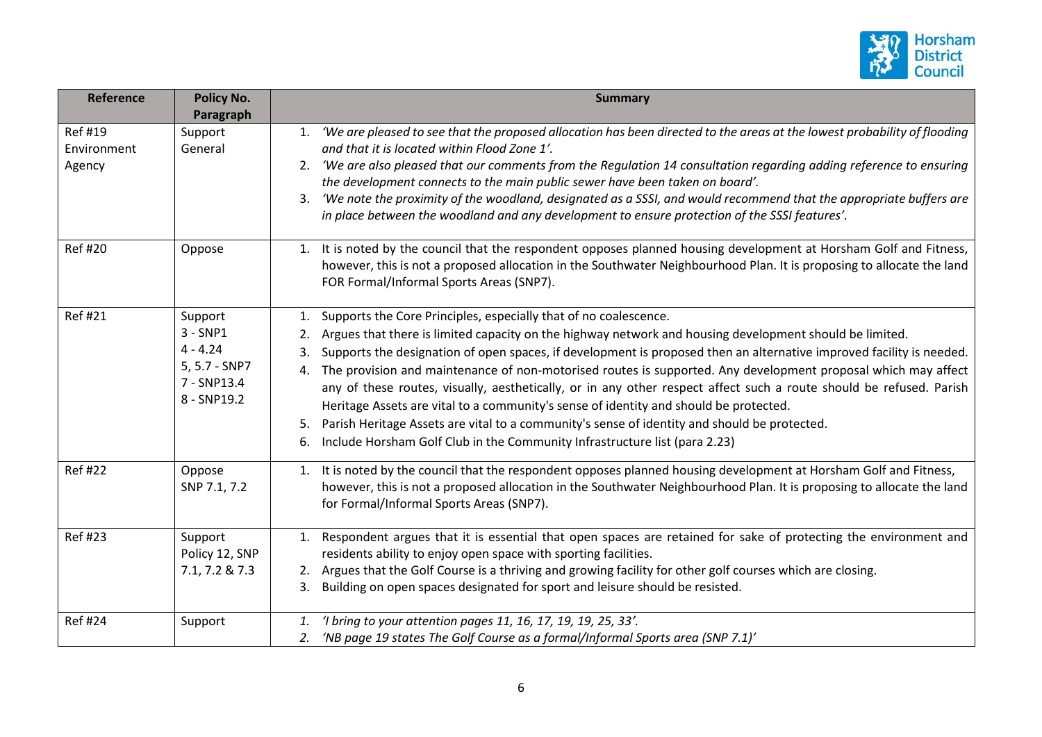| Reference | Policy No. Paragraph | Summary |
|---|---|---|
| Ref #19 Environment Agency | Support General | 1. *'We are pleased to see that the proposed allocation has been directed to the areas at the lowest probability of flooding and that it is located within Flood Zone 1'.* 2. *'We are also pleased that our comments from the Regulation 14 consultation regarding adding reference to ensuring the development connects to the main public sewer have been taken on board'.* 3. *'We note the proximity of the woodland, designated as a SSSI, and would recommend that the appropriate buffers are in place between the woodland and any development to ensure protection of the SSSI features'.* |
| Ref #20 | Oppose | 1. It is noted by the council that the respondent opposes planned housing development at Horsham Golf and Fitness, however, this is not a proposed allocation in the Southwater Neighbourhood Plan. It is proposing to allocate the land FOR Formal/Informal Sports Areas (SNP7). |
| Ref #21 | Support 3 - SNP1 4 - 4.24 5, 5.7 - SNP7 7 - SNP13.4 8 - SNP19.2 | 1. Supports the Core Principles, especially that of no coalescence. 2. Argues that there is limited capacity on the highway network and housing development should be limited. 3. Supports the designation of open spaces, if development is proposed then an alternative improved facility is needed. 4. The provision and maintenance of non-motorised routes is supported. Any development proposal which may affect any of these routes, visually, aesthetically, or in any other respect affect such a route should be refused. Parish Heritage Assets are vital to a community's sense of identity and should be protected. 5. Parish Heritage Assets are vital to a community's sense of identity and should be protected. 6. Include Horsham Golf Club in the Community Infrastructure list (para 2.23) |
| Ref #22 | Oppose SNP 7.1, 7.2 | 1. It is noted by the council that the respondent opposes planned housing development at Horsham Golf and Fitness, however, this is not a proposed allocation in the Southwater Neighbourhood Plan. It is proposing to allocate the land for Formal/Informal Sports Areas (SNP7). |
| Ref #23 | Support Policy 12, SNP 7.1, 7.2 & 7.3 | 1. Respondent argues that it is essential that open spaces are retained for sake of protecting the environment and residents ability to enjoy open space with sporting facilities. 2. Argues that the Golf Course is a thriving and growing facility for other golf courses which are closing. 3. Building on open spaces designated for sport and leisure should be resisted. |
| Ref #24 | Support | 1. *'I bring to your attention pages 11, 16, 17, 19, 19, 25, 33'.* 2. *'NB page 19 states The Golf Course as a formal/Informal Sports area (SNP 7.1)'* |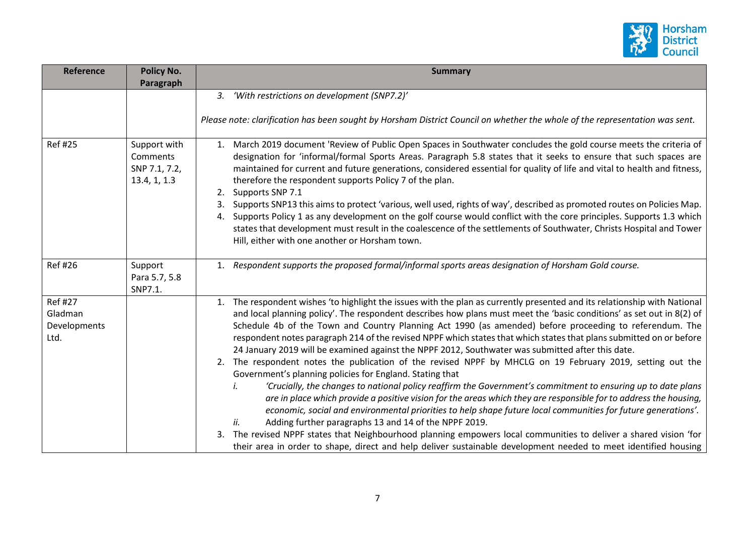| Reference | Policy No. Paragraph | Summary |
|---|---|---|
| | | 3. *'With restrictions on development (SNP7.2)'*<br><br>*Please note: clarification has been sought by Horsham District Council on whether the whole of the representation was sent.* |
| Ref #25 | Support with Comments SNP 7.1, 7.2, 13.4, 1, 1.3 | 1. March 2019 document 'Review of Public Open Spaces in Southwater concludes the gold course meets the criteria of designation for 'informal/formal Sports Areas. Paragraph 5.8 states that it seeks to ensure that such spaces are maintained for current and future generations, considered essential for quality of life and vital to health and fitness, therefore the respondent supports Policy 7 of the plan.<br>2. Supports SNP 7.1<br>3. Supports SNP13 this aims to protect 'various, well used, rights of way', described as promoted routes on Policies Map.<br>4. Supports Policy 1 as any development on the golf course would conflict with the core principles. Supports 1.3 which states that development must result in the coalescence of the settlements of Southwater, Christs Hospital and Tower Hill, either with one another or Horsham town. |
| Ref #26 | Support Para 5.7, 5.8 SNP7.1. | 1. *Respondent supports the proposed formal/informal sports areas designation of Horsham Gold course.* |
| Ref #27 Gladman Developments Ltd. | | 1. The respondent wishes 'to highlight the issues with the plan as currently presented and its relationship with National and local planning policy'. The respondent describes how plans must meet the 'basic conditions' as set out in 8(2) of Schedule 4b of the Town and Country Planning Act 1990 (as amended) before proceeding to referendum. The respondent notes paragraph 214 of the revised NPPF which states that which states that plans submitted on or before 24 January 2019 will be examined against the NPPF 2012, Southwater was submitted after this date.<br>2. The respondent notes the publication of the revised NPPF by MHCLG on 19 February 2019, setting out the Government's planning policies for England. Stating that<br>&nbsp;&nbsp;&nbsp;&nbsp;*i.* *'Crucially, the changes to national policy reaffirm the Government's commitment to ensuring up to date plans are in place which provide a positive vision for the areas which they are responsible for to address the housing, economic, social and environmental priorities to help shape future local communities for future generations'.*<br>&nbsp;&nbsp;&nbsp;&nbsp;*ii.* Adding further paragraphs 13 and 14 of the NPPF 2019.<br>3. The revised NPPF states that Neighbourhood planning empowers local communities to deliver a shared vision 'for their area in order to shape, direct and help deliver sustainable development needed to meet identified housing |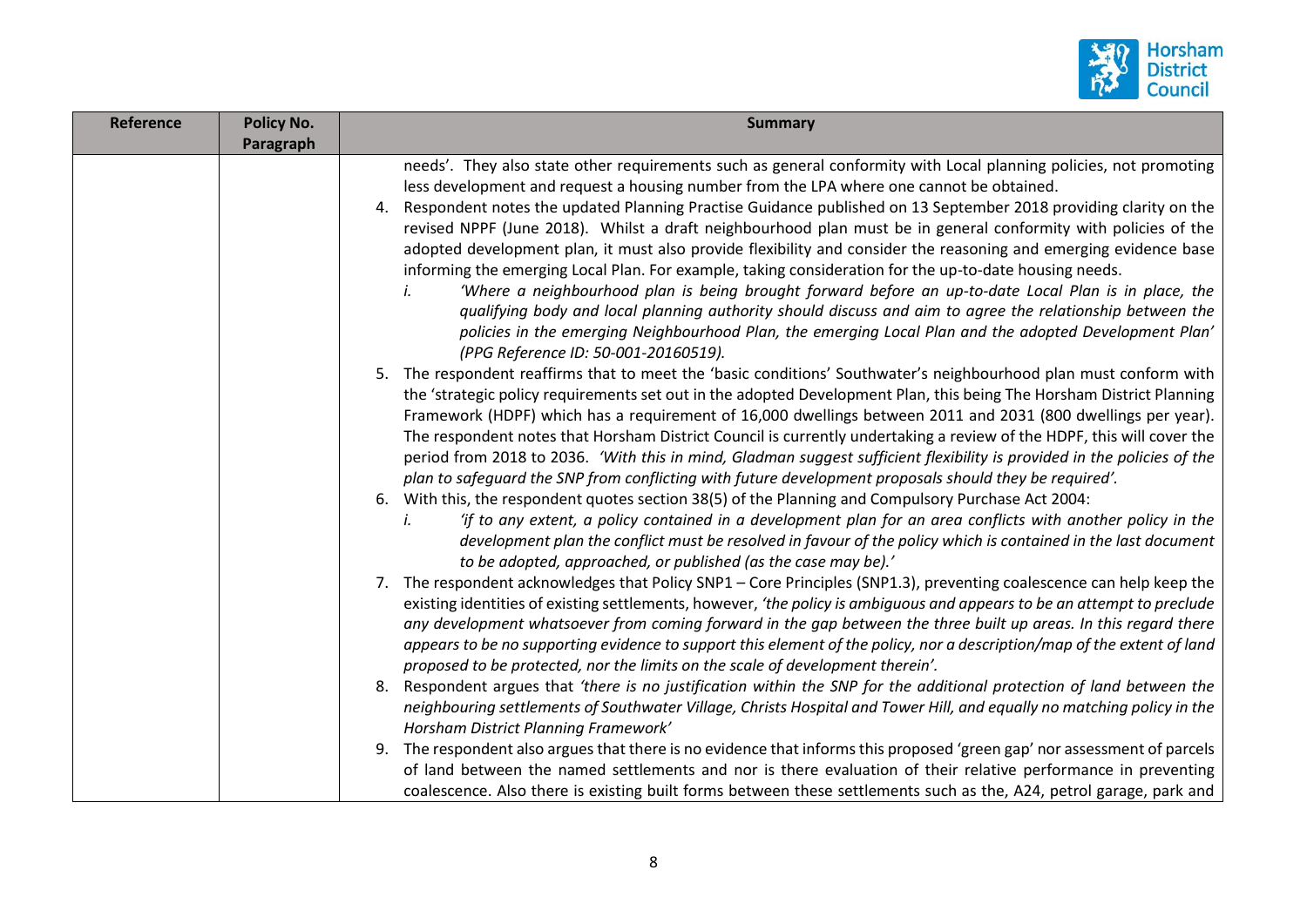| Reference | Policy No. Paragraph | Summary |
|---|---|---|
| | | needs'. They also state other requirements such as general conformity with Local planning policies, not promoting less development and request a housing number from the LPA where one cannot be obtained.<br>4. Respondent notes the updated Planning Practise Guidance published on 13 September 2018 providing clarity on the revised NPPF (June 2018). Whilst a draft neighbourhood plan must be in general conformity with policies of the adopted development plan, it must also provide flexibility and consider the reasoning and emerging evidence base informing the emerging Local Plan. For example, taking consideration for the up-to-date housing needs.<br>i. *'Where a neighbourhood plan is being brought forward before an up-to-date Local Plan is in place, the qualifying body and local planning authority should discuss and aim to agree the relationship between the policies in the emerging Neighbourhood Plan, the emerging Local Plan and the adopted Development Plan' (PPG Reference ID: 50-001-20160519).*<br>5. The respondent reaffirms that to meet the 'basic conditions' Southwater's neighbourhood plan must conform with the 'strategic policy requirements set out in the adopted Development Plan, this being The Horsham District Planning Framework (HDPF) which has a requirement of 16,000 dwellings between 2011 and 2031 (800 dwellings per year). The respondent notes that Horsham District Council is currently undertaking a review of the HDPF, this will cover the period from 2018 to 2036. *'With this in mind, Gladman suggest sufficient flexibility is provided in the policies of the plan to safeguard the SNP from conflicting with future development proposals should they be required'.*<br>6. With this, the respondent quotes section 38(5) of the Planning and Compulsory Purchase Act 2004:<br>i. *'if to any extent, a policy contained in a development plan for an area conflicts with another policy in the development plan the conflict must be resolved in favour of the policy which is contained in the last document to be adopted, approached, or published (as the case may be).'*<br>7. The respondent acknowledges that Policy SNP1 – Core Principles (SNP1.3), preventing coalescence can help keep the existing identities of existing settlements, however, *'the policy is ambiguous and appears to be an attempt to preclude any development whatsoever from coming forward in the gap between the three built up areas. In this regard there appears to be no supporting evidence to support this element of the policy, nor a description/map of the extent of land proposed to be protected, nor the limits on the scale of development therein'.*<br>8. Respondent argues that *'there is no justification within the SNP for the additional protection of land between the neighbouring settlements of Southwater Village, Christs Hospital and Tower Hill, and equally no matching policy in the Horsham District Planning Framework'*<br>9. The respondent also argues that there is no evidence that informs this proposed 'green gap' nor assessment of parcels of land between the named settlements and nor is there evaluation of their relative performance in preventing coalescence. Also there is existing built forms between these settlements such as the, A24, petrol garage, park and |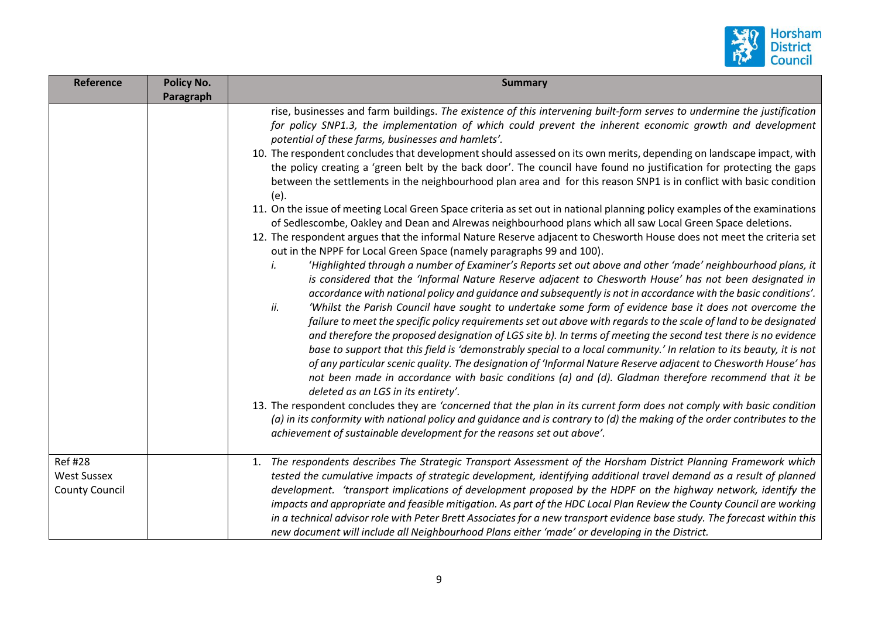| Reference | Policy No. Paragraph | Summary |
|---|---|---|
| | | rise, businesses and farm buildings. *The existence of this intervening built-form serves to undermine the justification for policy SNP1.3, the implementation of which could prevent the inherent economic growth and development potential of these farms, businesses and hamlets'.*<br>10. The respondent concludes that development should assessed on its own merits, depending on landscape impact, with the policy creating a 'green belt by the back door'. The council have found no justification for protecting the gaps between the settlements in the neighbourhood plan area and for this reason SNP1 is in conflict with basic condition (e).<br>11. On the issue of meeting Local Green Space criteria as set out in national planning policy examples of the examinations of Sedlescombe, Oakley and Dean and Alrewas neighbourhood plans which all saw Local Green Space deletions.<br>12. The respondent argues that the informal Nature Reserve adjacent to Chesworth House does not meet the criteria set out in the NPPF for Local Green Space (namely paragraphs 99 and 100).<br>i. *'Highlighted through a number of Examiner's Reports set out above and other 'made' neighbourhood plans, it is considered that the 'Informal Nature Reserve adjacent to Chesworth House' has not been designated in accordance with national policy and guidance and subsequently is not in accordance with the basic conditions'.*<br>ii. *'Whilst the Parish Council have sought to undertake some form of evidence base it does not overcome the failure to meet the specific policy requirements set out above with regards to the scale of land to be designated and therefore the proposed designation of LGS site b). In terms of meeting the second test there is no evidence base to support that this field is 'demonstrably special to a local community.' In relation to its beauty, it is not of any particular scenic quality. The designation of 'Informal Nature Reserve adjacent to Chesworth House' has not been made in accordance with basic conditions (a) and (d). Gladman therefore recommend that it be deleted as an LGS in its entirety'.*<br>13. The respondent concludes they are *'concerned that the plan in its current form does not comply with basic condition (a) in its conformity with national policy and guidance and is contrary to (d) the making of the order contributes to the achievement of sustainable development for the reasons set out above'.* |
| Ref #28<br>West Sussex County Council | | 1. *The respondents describes The Strategic Transport Assessment of the Horsham District Planning Framework which tested the cumulative impacts of strategic development, identifying additional travel demand as a result of planned development. 'transport implications of development proposed by the HDPF on the highway network, identify the impacts and appropriate and feasible mitigation. As part of the HDC Local Plan Review the County Council are working in a technical advisor role with Peter Brett Associates for a new transport evidence base study. The forecast within this new document will include all Neighbourhood Plans either 'made' or developing in the District.* |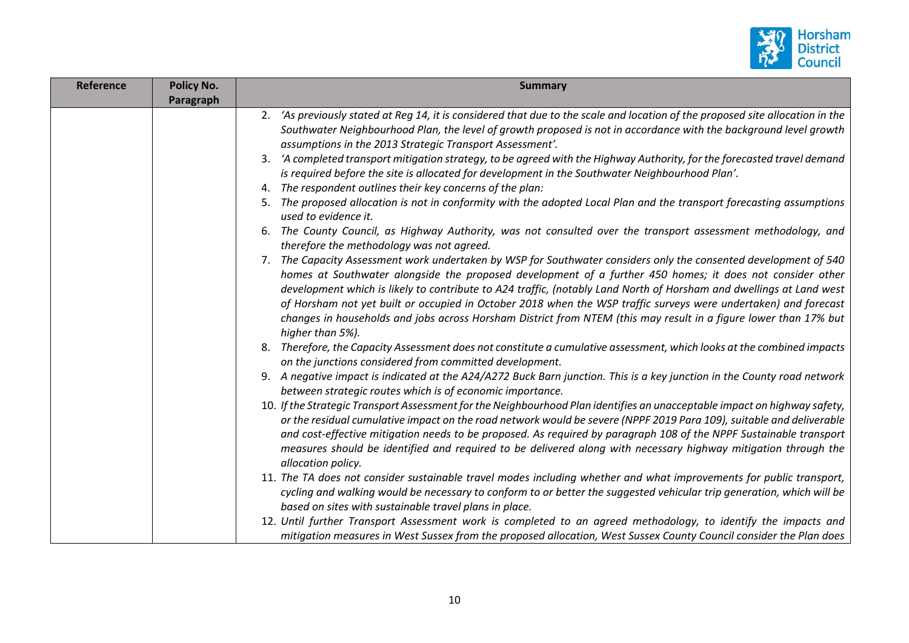| Reference | Policy No. Paragraph | Summary |
|---|---|---|
| | | 2. *'As previously stated at Reg 14, it is considered that due to the scale and location of the proposed site allocation in the Southwater Neighbourhood Plan, the level of growth proposed is not in accordance with the background level growth assumptions in the 2013 Strategic Transport Assessment'.* <br> 3. *'A completed transport mitigation strategy, to be agreed with the Highway Authority, for the forecasted travel demand is required before the site is allocated for development in the Southwater Neighbourhood Plan'.* <br> 4. *The respondent outlines their key concerns of the plan:* <br> 5. *The proposed allocation is not in conformity with the adopted Local Plan and the transport forecasting assumptions used to evidence it.* <br> 6. *The County Council, as Highway Authority, was not consulted over the transport assessment methodology, and therefore the methodology was not agreed.* <br> 7. *The Capacity Assessment work undertaken by WSP for Southwater considers only the consented development of 540 homes at Southwater alongside the proposed development of a further 450 homes; it does not consider other development which is likely to contribute to A24 traffic, (notably Land North of Horsham and dwellings at Land west of Horsham not yet built or occupied in October 2018 when the WSP traffic surveys were undertaken) and forecast changes in households and jobs across Horsham District from NTEM (this may result in a figure lower than 17% but higher than 5%).* <br> 8. *Therefore, the Capacity Assessment does not constitute a cumulative assessment, which looks at the combined impacts on the junctions considered from committed development.* <br> 9. *A negative impact is indicated at the A24/A272 Buck Barn junction. This is a key junction in the County road network between strategic routes which is of economic importance.* <br> 10. *If the Strategic Transport Assessment for the Neighbourhood Plan identifies an unacceptable impact on highway safety, or the residual cumulative impact on the road network would be severe (NPPF 2019 Para 109), suitable and deliverable and cost-effective mitigation needs to be proposed. As required by paragraph 108 of the NPPF Sustainable transport measures should be identified and required to be delivered along with necessary highway mitigation through the allocation policy.* <br> 11. *The TA does not consider sustainable travel modes including whether and what improvements for public transport, cycling and walking would be necessary to conform to or better the suggested vehicular trip generation, which will be based on sites with sustainable travel plans in place.* <br> 12. *Until further Transport Assessment work is completed to an agreed methodology, to identify the impacts and mitigation measures in West Sussex from the proposed allocation, West Sussex County Council consider the Plan does* |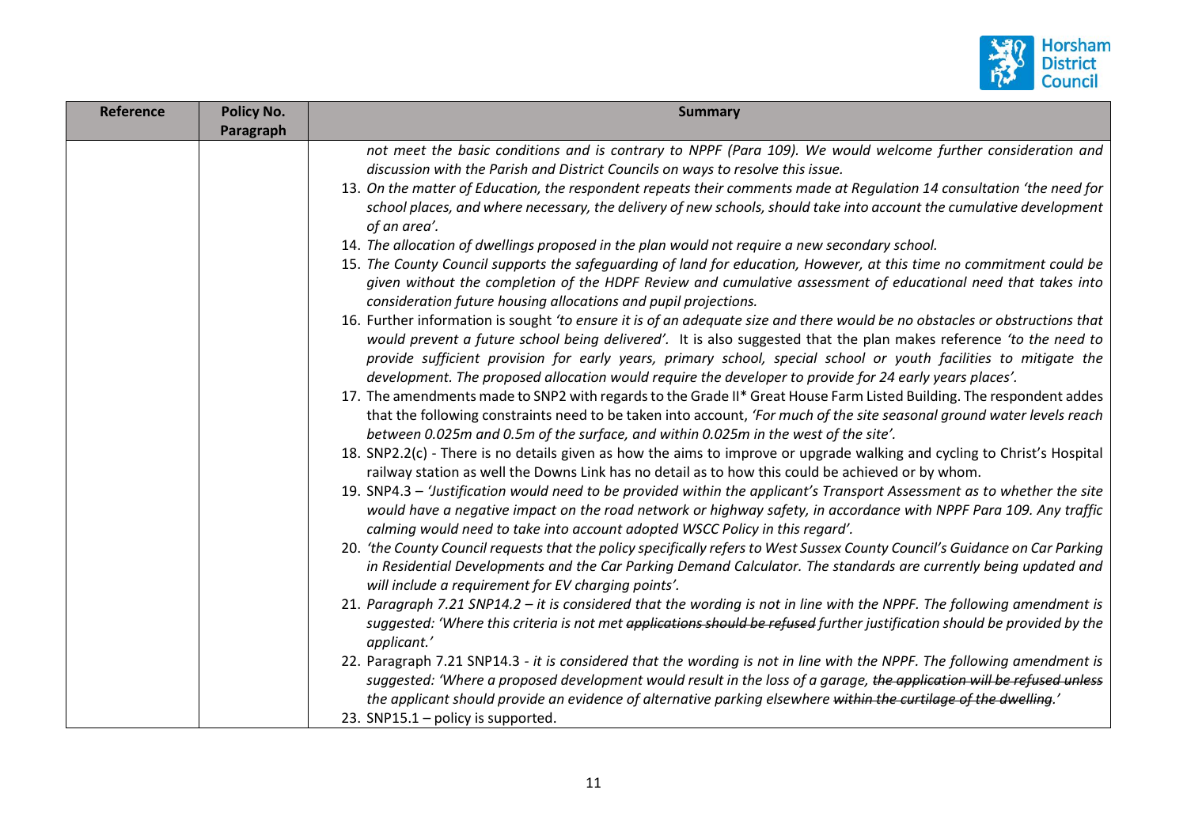| Reference | Policy No. Paragraph | Summary |
|---|---|---|
| | | *not meet the basic conditions and is contrary to NPPF (Para 109). We would welcome further consideration and discussion with the Parish and District Councils on ways to resolve this issue.*<br>13. *On the matter of Education, the respondent repeats their comments made at Regulation 14 consultation 'the need for school places, and where necessary, the delivery of new schools, should take into account the cumulative development of an area'.*<br>14. *The allocation of dwellings proposed in the plan would not require a new secondary school.*<br>15. *The County Council supports the safeguarding of land for education, However, at this time no commitment could be given without the completion of the HDPF Review and cumulative assessment of educational need that takes into consideration future housing allocations and pupil projections.*<br>16. Further information is sought *'to ensure it is of an adequate size and there would be no obstacles or obstructions that would prevent a future school being delivered'.* It is also suggested that the plan makes reference *'to the need to provide sufficient provision for early years, primary school, special school or youth facilities to mitigate the development. The proposed allocation would require the developer to provide for 24 early years places'.*<br>17. The amendments made to SNP2 with regards to the Grade II* Great House Farm Listed Building. The respondent addes that the following constraints need to be taken into account, *'For much of the site seasonal ground water levels reach between 0.025m and 0.5m of the surface, and within 0.025m in the west of the site'.*<br>18. SNP2.2(c) - There is no details given as how the aims to improve or upgrade walking and cycling to Christ's Hospital railway station as well the Downs Link has no detail as to how this could be achieved or by whom.<br>19. SNP4.3 – *'Justification would need to be provided within the applicant's Transport Assessment as to whether the site would have a negative impact on the road network or highway safety, in accordance with NPPF Para 109. Any traffic calming would need to take into account adopted WSCC Policy in this regard'.*<br>20. *'the County Council requests that the policy specifically refers to West Sussex County Council's Guidance on Car Parking in Residential Developments and the Car Parking Demand Calculator. The standards are currently being updated and will include a requirement for EV charging points'.*<br>21. *Paragraph 7.21 SNP14.2 – it is considered that the wording is not in line with the NPPF. The following amendment is suggested: 'Where this criteria is not met ~~applications should be refused~~ further justification should be provided by the applicant.'*<br>22. Paragraph 7.21 SNP14.3 - *it is considered that the wording is not in line with the NPPF. The following amendment is suggested: 'Where a proposed development would result in the loss of a garage, ~~the application will be refused unless~~ the applicant should provide an evidence of alternative parking elsewhere ~~within the curtilage of the dwelling~~.'*<br>23. SNP15.1 – policy is supported. |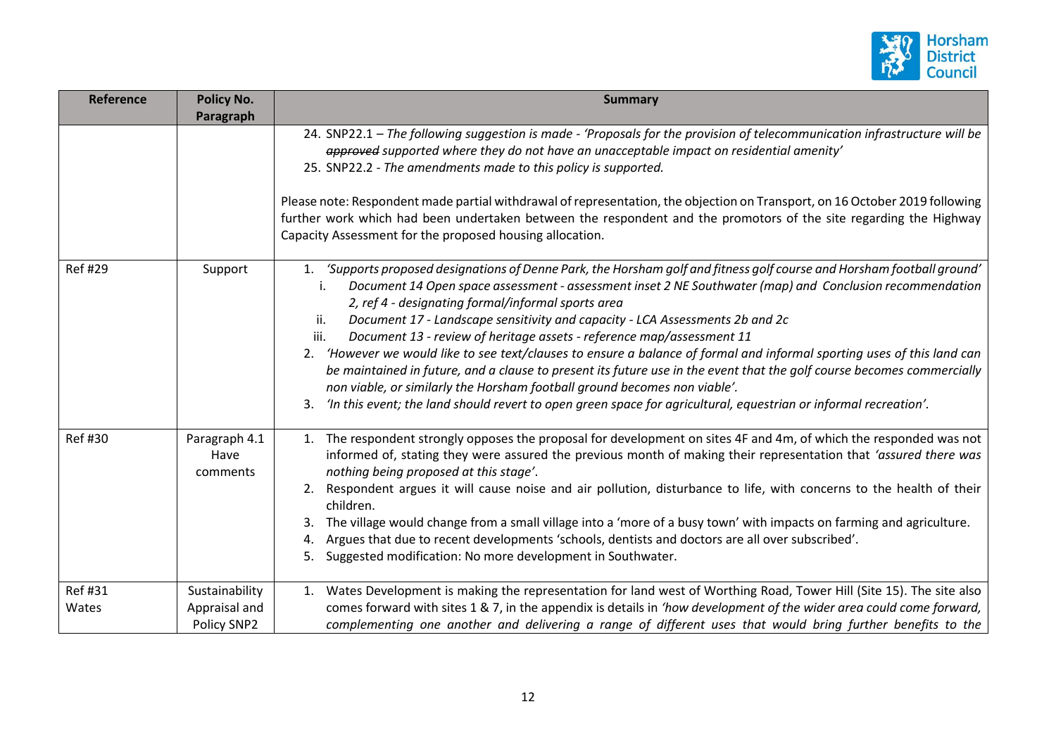| Reference | Policy No. Paragraph | Summary |
|---|---|---|
| | | 24. SNP22.1 – *The following suggestion is made - 'Proposals for the provision of telecommunication infrastructure will be ~~approved~~ supported where they do not have an unacceptable impact on residential amenity'*<br>25. SNP22.2 - *The amendments made to this policy is supported.*<br><br>Please note: Respondent made partial withdrawal of representation, the objection on Transport, on 16 October 2019 following further work which had been undertaken between the respondent and the promotors of the site regarding the Highway Capacity Assessment for the proposed housing allocation. |
| Ref #29 | Support | 1. *'Supports proposed designations of Denne Park, the Horsham golf and fitness golf course and Horsham football ground'*<br>i. *Document 14 Open space assessment - assessment inset 2 NE Southwater (map) and Conclusion recommendation 2, ref 4 - designating formal/informal sports area*<br>ii. *Document 17 - Landscape sensitivity and capacity - LCA Assessments 2b and 2c*<br>iii. *Document 13 - review of heritage assets - reference map/assessment 11*<br>2. *'However we would like to see text/clauses to ensure a balance of formal and informal sporting uses of this land can be maintained in future, and a clause to present its future use in the event that the golf course becomes commercially non viable, or similarly the Horsham football ground becomes non viable'.*<br>3. *'In this event; the land should revert to open green space for agricultural, equestrian or informal recreation'.* |
| Ref #30 | Paragraph 4.1 Have comments | 1. The respondent strongly opposes the proposal for development on sites 4F and 4m, of which the responded was not informed of, stating they were assured the previous month of making their representation that *'assured there was nothing being proposed at this stage'*.<br>2. Respondent argues it will cause noise and air pollution, disturbance to life, with concerns to the health of their children.<br>3. The village would change from a small village into a 'more of a busy town' with impacts on farming and agriculture.<br>4. Argues that due to recent developments 'schools, dentists and doctors are all over subscribed'.<br>5. Suggested modification: No more development in Southwater. |
| Ref #31 Wates | Sustainability Appraisal and Policy SNP2 | 1. Wates Development is making the representation for land west of Worthing Road, Tower Hill (Site 15). The site also comes forward with sites 1 & 7, in the appendix is details in *'how development of the wider area could come forward, complementing one another and delivering a range of different uses that would bring further benefits to the* |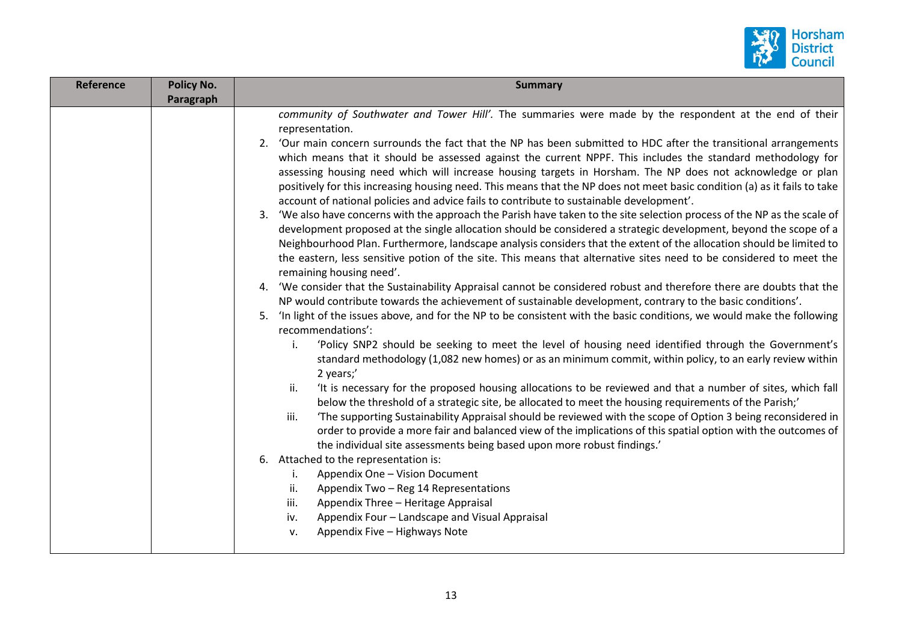| Reference | Policy No. Paragraph | Summary |
|---|---|---|
| | | *community of Southwater and Tower Hill'.* The summaries were made by the respondent at the end of their representation.<br>2. 'Our main concern surrounds the fact that the NP has been submitted to HDC after the transitional arrangements which means that it should be assessed against the current NPPF. This includes the standard methodology for assessing housing need which will increase housing targets in Horsham. The NP does not acknowledge or plan positively for this increasing housing need. This means that the NP does not meet basic condition (a) as it fails to take account of national policies and advice fails to contribute to sustainable development'.<br>3. 'We also have concerns with the approach the Parish have taken to the site selection process of the NP as the scale of development proposed at the single allocation should be considered a strategic development, beyond the scope of a Neighbourhood Plan. Furthermore, landscape analysis considers that the extent of the allocation should be limited to the eastern, less sensitive potion of the site. This means that alternative sites need to be considered to meet the remaining housing need'.<br>4. 'We consider that the Sustainability Appraisal cannot be considered robust and therefore there are doubts that the NP would contribute towards the achievement of sustainable development, contrary to the basic conditions'.<br>5. 'In light of the issues above, and for the NP to be consistent with the basic conditions, we would make the following recommendations':<br>i. 'Policy SNP2 should be seeking to meet the level of housing need identified through the Government's standard methodology (1,082 new homes) or as an minimum commit, within policy, to an early review within 2 years;'<br>ii. 'It is necessary for the proposed housing allocations to be reviewed and that a number of sites, which fall below the threshold of a strategic site, be allocated to meet the housing requirements of the Parish;'<br>iii. 'The supporting Sustainability Appraisal should be reviewed with the scope of Option 3 being reconsidered in order to provide a more fair and balanced view of the implications of this spatial option with the outcomes of the individual site assessments being based upon more robust findings.'<br>6. Attached to the representation is:<br>i. Appendix One – Vision Document<br>ii. Appendix Two – Reg 14 Representations<br>iii. Appendix Three – Heritage Appraisal<br>iv. Appendix Four – Landscape and Visual Appraisal<br>v. Appendix Five – Highways Note |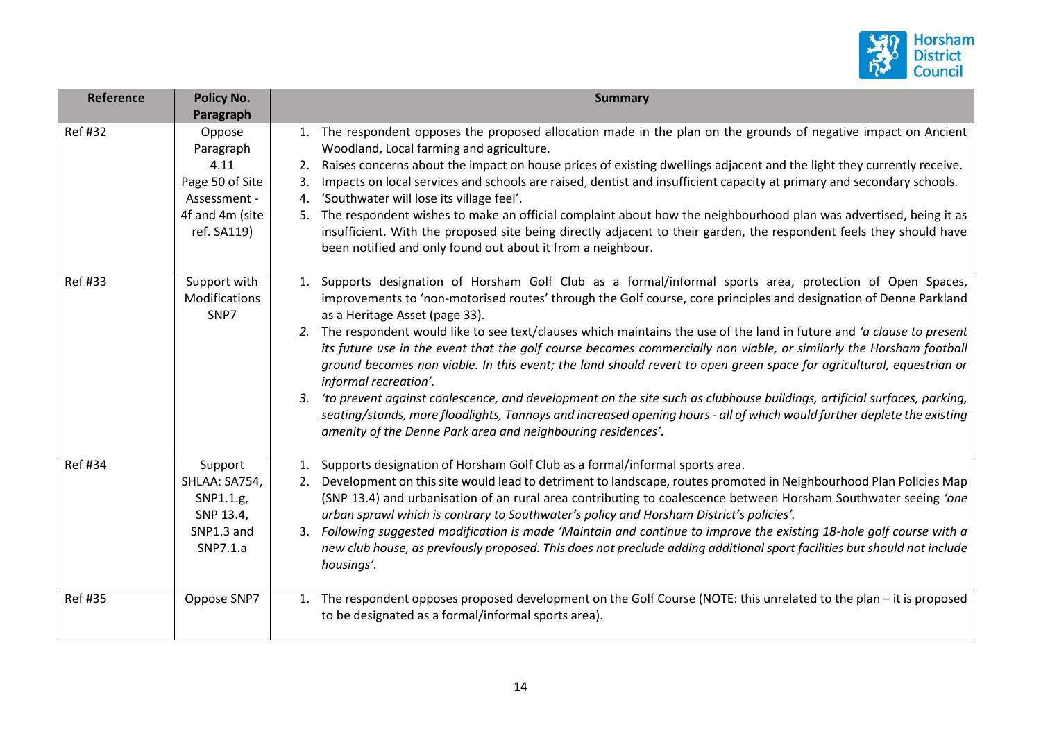| Reference | Policy No. Paragraph | Summary |
|---|---|---|
| Ref #32 | Oppose Paragraph 4.11 Page 50 of Site Assessment - 4f and 4m (site ref. SA119) | 1. The respondent opposes the proposed allocation made in the plan on the grounds of negative impact on Ancient Woodland, Local farming and agriculture.<br>2. Raises concerns about the impact on house prices of existing dwellings adjacent and the light they currently receive.<br>3. Impacts on local services and schools are raised, dentist and insufficient capacity at primary and secondary schools.<br>4. 'Southwater will lose its village feel'.<br>5. The respondent wishes to make an official complaint about how the neighbourhood plan was advertised, being it as insufficient. With the proposed site being directly adjacent to their garden, the respondent feels they should have been notified and only found out about it from a neighbour. |
| Ref #33 | Support with Modifications SNP7 | 1. Supports designation of Horsham Golf Club as a formal/informal sports area, protection of Open Spaces, improvements to 'non-motorised routes' through the Golf course, core principles and designation of Denne Parkland as a Heritage Asset (page 33).<br>2. The respondent would like to see text/clauses which maintains the use of the land in future and *'a clause to present its future use in the event that the golf course becomes commercially non viable, or similarly the Horsham football ground becomes non viable. In this event; the land should revert to open green space for agricultural, equestrian or informal recreation'.*<br>3. *'to prevent against coalescence, and development on the site such as clubhouse buildings, artificial surfaces, parking, seating/stands, more floodlights, Tannoys and increased opening hours - all of which would further deplete the existing amenity of the Denne Park area and neighbouring residences'.* |
| Ref #34 | Support SHLAA: SA754, SNP1.1.g, SNP 13.4, SNP1.3 and SNP7.1.a | 1. Supports designation of Horsham Golf Club as a formal/informal sports area.<br>2. Development on this site would lead to detriment to landscape, routes promoted in Neighbourhood Plan Policies Map (SNP 13.4) and urbanisation of an rural area contributing to coalescence between Horsham Southwater seeing *'one urban sprawl which is contrary to Southwater's policy and Horsham District's policies'.*<br>3. *Following suggested modification is made 'Maintain and continue to improve the existing 18-hole golf course with a new club house, as previously proposed. This does not preclude adding additional sport facilities but should not include housings'.* |
| Ref #35 | Oppose SNP7 | 1. The respondent opposes proposed development on the Golf Course (NOTE: this unrelated to the plan – it is proposed to be designated as a formal/informal sports area). |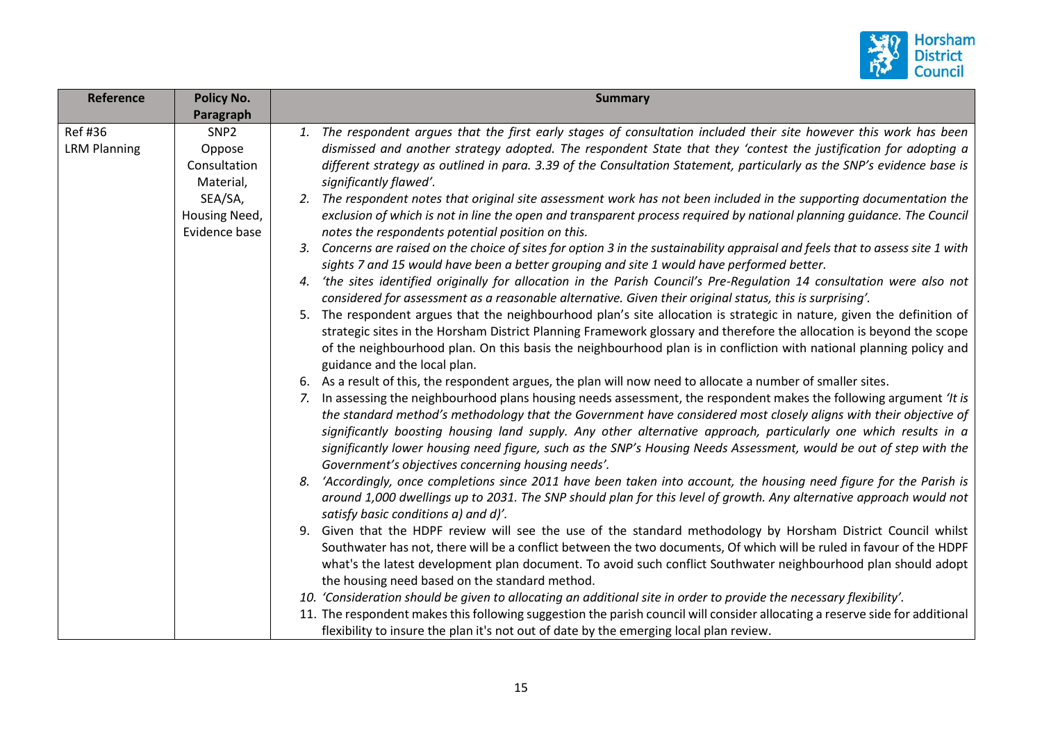| Reference | Policy No. Paragraph | Summary |
|---|---|---|
| Ref #36<br>LRM Planning | SNP2<br>Oppose<br>Consultation Material,<br>SEA/SA,<br>Housing Need,<br>Evidence base | 1. *The respondent argues that the first early stages of consultation included their site however this work has been dismissed and another strategy adopted. The respondent State that they 'contest the justification for adopting a different strategy as outlined in para. 3.39 of the Consultation Statement, particularly as the SNP's evidence base is significantly flawed'.*<br>2. *The respondent notes that original site assessment work has not been included in the supporting documentation the exclusion of which is not in line the open and transparent process required by national planning guidance. The Council notes the respondents potential position on this.*<br>3. *Concerns are raised on the choice of sites for option 3 in the sustainability appraisal and feels that to assess site 1 with sights 7 and 15 would have been a better grouping and site 1 would have performed better.*<br>4. *'the sites identified originally for allocation in the Parish Council's Pre-Regulation 14 consultation were also not considered for assessment as a reasonable alternative. Given their original status, this is surprising'.*<br>5. The respondent argues that the neighbourhood plan's site allocation is strategic in nature, given the definition of strategic sites in the Horsham District Planning Framework glossary and therefore the allocation is beyond the scope of the neighbourhood plan. On this basis the neighbourhood plan is in confliction with national planning policy and guidance and the local plan.<br>6. As a result of this, the respondent argues, the plan will now need to allocate a number of smaller sites.<br>7. In assessing the neighbourhood plans housing needs assessment, the respondent makes the following argument *'It is the standard method's methodology that the Government have considered most closely aligns with their objective of significantly boosting housing land supply. Any other alternative approach, particularly one which results in a significantly lower housing need figure, such as the SNP's Housing Needs Assessment, would be out of step with the Government's objectives concerning housing needs'.*<br>8. *'Accordingly, once completions since 2011 have been taken into account, the housing need figure for the Parish is around 1,000 dwellings up to 2031. The SNP should plan for this level of growth. Any alternative approach would not satisfy basic conditions a) and d)'.*<br>9. Given that the HDPF review will see the use of the standard methodology by Horsham District Council whilst Southwater has not, there will be a conflict between the two documents, Of which will be ruled in favour of the HDPF what's the latest development plan document. To avoid such conflict Southwater neighbourhood plan should adopt the housing need based on the standard method.<br>10. *'Consideration should be given to allocating an additional site in order to provide the necessary flexibility'.*<br>11. The respondent makes this following suggestion the parish council will consider allocating a reserve side for additional flexibility to insure the plan it's not out of date by the emerging local plan review. |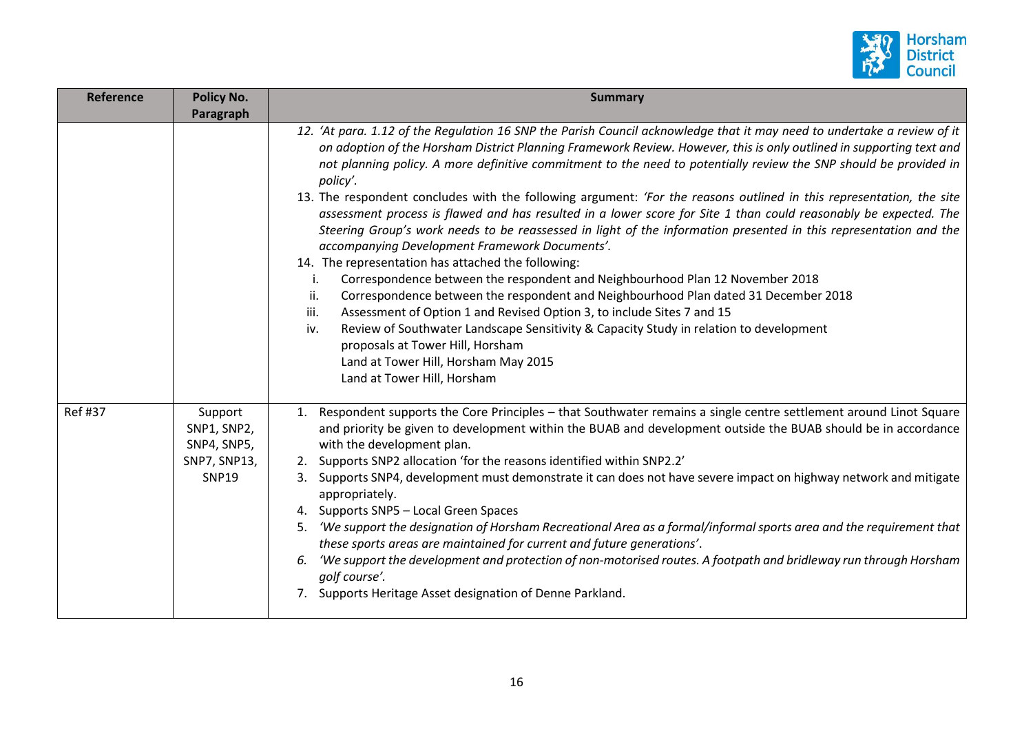| Reference | Policy No. Paragraph | Summary |
|---|---|---|
| | | 12. *'At para. 1.12 of the Regulation 16 SNP the Parish Council acknowledge that it may need to undertake a review of it on adoption of the Horsham District Planning Framework Review. However, this is only outlined in supporting text and not planning policy. A more definitive commitment to the need to potentially review the SNP should be provided in policy'.*<br>13. The respondent concludes with the following argument: *'For the reasons outlined in this representation, the site assessment process is flawed and has resulted in a lower score for Site 1 than could reasonably be expected. The Steering Group's work needs to be reassessed in light of the information presented in this representation and the accompanying Development Framework Documents'.*<br>14. The representation has attached the following:<br>i. Correspondence between the respondent and Neighbourhood Plan 12 November 2018<br>ii. Correspondence between the respondent and Neighbourhood Plan dated 31 December 2018<br>iii. Assessment of Option 1 and Revised Option 3, to include Sites 7 and 15<br>iv. Review of Southwater Landscape Sensitivity & Capacity Study in relation to development proposals at Tower Hill, Horsham<br>Land at Tower Hill, Horsham May 2015<br>Land at Tower Hill, Horsham |
| Ref #37 | Support SNP1, SNP2, SNP4, SNP5, SNP7, SNP13, SNP19 | 1. Respondent supports the Core Principles – that Southwater remains a single centre settlement around Linot Square and priority be given to development within the BUAB and development outside the BUAB should be in accordance with the development plan.<br>2. Supports SNP2 allocation 'for the reasons identified within SNP2.2'<br>3. Supports SNP4, development must demonstrate it can does not have severe impact on highway network and mitigate appropriately.<br>4. Supports SNP5 – Local Green Spaces<br>5. *'We support the designation of Horsham Recreational Area as a formal/informal sports area and the requirement that these sports areas are maintained for current and future generations'.*<br>6. *'We support the development and protection of non-motorised routes. A footpath and bridleway run through Horsham golf course'.*<br>7. Supports Heritage Asset designation of Denne Parkland. |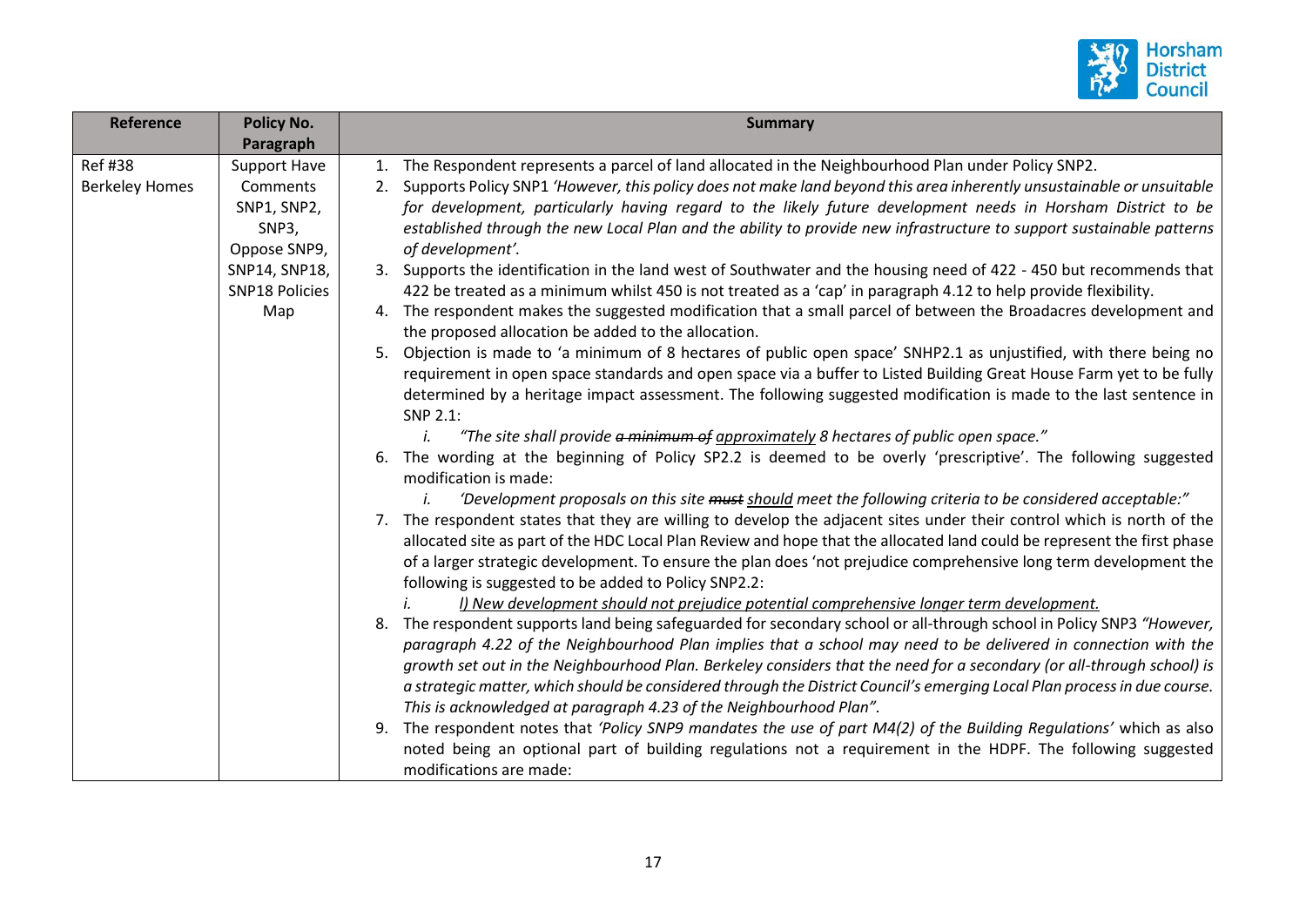| Reference | Policy No. Paragraph | Summary |
|---|---|---|
| Ref #38 Berkeley Homes | Support Have Comments SNP1, SNP2, SNP3, Oppose SNP9, SNP14, SNP18, SNP18 Policies Map | 1. The Respondent represents a parcel of land allocated in the Neighbourhood Plan under Policy SNP2.<br>2. Supports Policy SNP1 *'However, this policy does not make land beyond this area inherently unsustainable or unsuitable for development, particularly having regard to the likely future development needs in Horsham District to be established through the new Local Plan and the ability to provide new infrastructure to support sustainable patterns of development'.*<br>3. Supports the identification in the land west of Southwater and the housing need of 422 - 450 but recommends that 422 be treated as a minimum whilst 450 is not treated as a 'cap' in paragraph 4.12 to help provide flexibility.<br>4. The respondent makes the suggested modification that a small parcel of between the Broadacres development and the proposed allocation be added to the allocation.<br>5. Objection is made to 'a minimum of 8 hectares of public open space' SNHP2.1 as unjustified, with there being no requirement in open space standards and open space via a buffer to Listed Building Great House Farm yet to be fully determined by a heritage impact assessment. The following suggested modification is made to the last sentence in SNP 2.1:<br>&nbsp;&nbsp;&nbsp;&nbsp;i. *"The site shall provide ~~a minimum of~~ <u>approximately</u> 8 hectares of public open space."*<br>6. The wording at the beginning of Policy SP2.2 is deemed to be overly 'prescriptive'. The following suggested modification is made:<br>&nbsp;&nbsp;&nbsp;&nbsp;i. *'Development proposals on this site ~~must~~ <u>should</u> meet the following criteria to be considered acceptable:"*<br>7. The respondent states that they are willing to develop the adjacent sites under their control which is north of the allocated site as part of the HDC Local Plan Review and hope that the allocated land could be represent the first phase of a larger strategic development. To ensure the plan does 'not prejudice comprehensive long term development the following is suggested to be added to Policy SNP2.2:<br>&nbsp;&nbsp;&nbsp;&nbsp;i. *<u>l) New development should not prejudice potential comprehensive longer term development.</u>*<br>8. The respondent supports land being safeguarded for secondary school or all-through school in Policy SNP3 *"However, paragraph 4.22 of the Neighbourhood Plan implies that a school may need to be delivered in connection with the growth set out in the Neighbourhood Plan. Berkeley considers that the need for a secondary (or all-through school) is a strategic matter, which should be considered through the District Council's emerging Local Plan process in due course. This is acknowledged at paragraph 4.23 of the Neighbourhood Plan".*<br>9. The respondent notes that *'Policy SNP9 mandates the use of part M4(2) of the Building Regulations'* which as also noted being an optional part of building regulations not a requirement in the HDPF. The following suggested modifications are made: |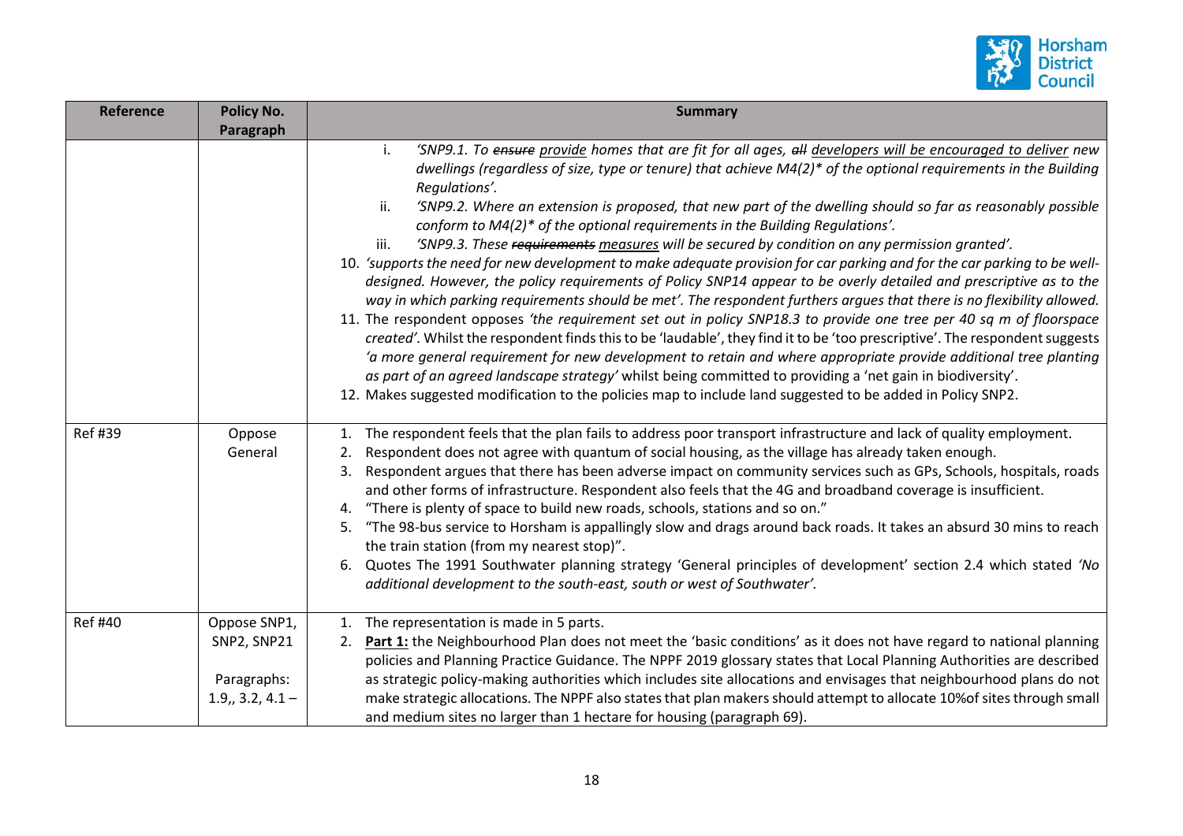| Reference | Policy No. Paragraph | Summary |
|---|---|---|
| | | i. *'SNP9.1. To ~~ensure~~ <u>provide</u> homes that are fit for all ages, ~~all~~ <u>developers will be encouraged to deliver</u> new dwellings (regardless of size, type or tenure) that achieve M4(2)* of the optional requirements in the Building Regulations'.*<br>ii. *'SNP9.2. Where an extension is proposed, that new part of the dwelling should so far as reasonably possible conform to M4(2)* of the optional requirements in the Building Regulations'.*<br>iii. *'SNP9.3. These ~~requirements~~ <u>measures</u> will be secured by condition on any permission granted'.*<br>10. *'supports the need for new development to make adequate provision for car parking and for the car parking to be well-designed. However, the policy requirements of Policy SNP14 appear to be overly detailed and prescriptive as to the way in which parking requirements should be met'.* The respondent furthers argues that there is no flexibility allowed.<br>11. The respondent opposes *'the requirement set out in policy SNP18.3 to provide one tree per 40 sq m of floorspace created'.* Whilst the respondent finds this to be 'laudable', they find it to be 'too prescriptive'. The respondent suggests *'a more general requirement for new development to retain and where appropriate provide additional tree planting as part of an agreed landscape strategy'* whilst being committed to providing a 'net gain in biodiversity'.<br>12. Makes suggested modification to the policies map to include land suggested to be added in Policy SNP2. |
| Ref #39 | Oppose General | 1. The respondent feels that the plan fails to address poor transport infrastructure and lack of quality employment.<br>2. Respondent does not agree with quantum of social housing, as the village has already taken enough.<br>3. Respondent argues that there has been adverse impact on community services such as GPs, Schools, hospitals, roads and other forms of infrastructure. Respondent also feels that the 4G and broadband coverage is insufficient.<br>4. "There is plenty of space to build new roads, schools, stations and so on."<br>5. "The 98-bus service to Horsham is appallingly slow and drags around back roads. It takes an absurd 30 mins to reach the train station (from my nearest stop)".<br>6. Quotes The 1991 Southwater planning strategy 'General principles of development' section 2.4 which stated *'No additional development to the south-east, south or west of Southwater'.* |
| Ref #40 | Oppose SNP1, SNP2, SNP21<br><br>Paragraphs: 1.9,, 3.2, 4.1 – | 1. The representation is made in 5 parts.<br>2. **<u>Part 1:</u>** the Neighbourhood Plan does not meet the 'basic conditions' as it does not have regard to national planning policies and Planning Practice Guidance. The NPPF 2019 glossary states that Local Planning Authorities are described as strategic policy-making authorities which includes site allocations and envisages that neighbourhood plans do not make strategic allocations. The NPPF also states that plan makers should attempt to allocate 10%of sites through small and medium sites no larger than 1 hectare for housing (paragraph 69). |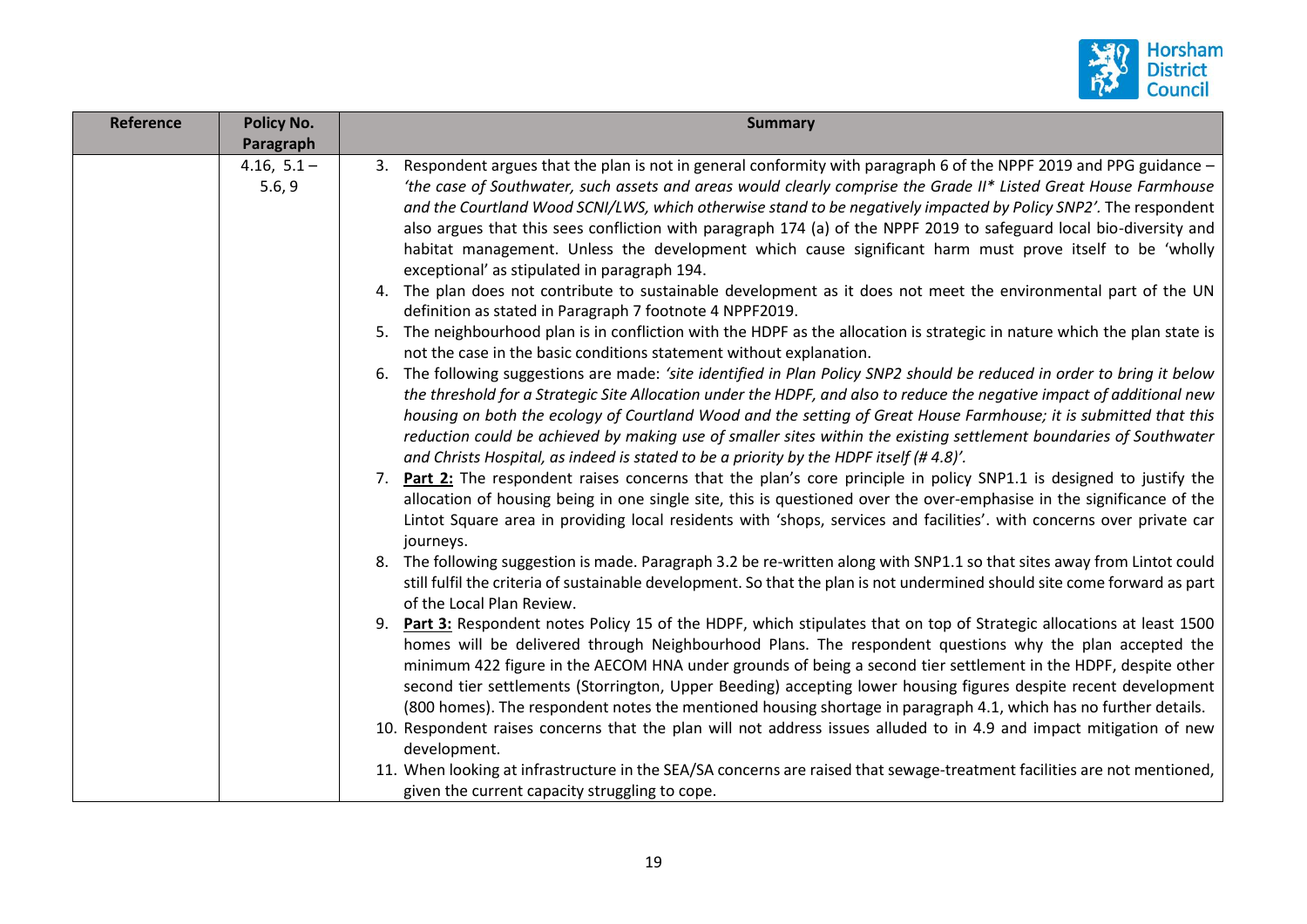| Reference | Policy No. Paragraph | Summary |
|---|---|---|
| | 4.16, 5.1 – 5.6, 9 | 3. Respondent argues that the plan is not in general conformity with paragraph 6 of the NPPF 2019 and PPG guidance – *'the case of Southwater, such assets and areas would clearly comprise the Grade II* Listed Great House Farmhouse and the Courtland Wood SCNI/LWS, which otherwise stand to be negatively impacted by Policy SNP2'.* The respondent also argues that this sees confliction with paragraph 174 (a) of the NPPF 2019 to safeguard local bio-diversity and habitat management. Unless the development which cause significant harm must prove itself to be 'wholly exceptional' as stipulated in paragraph 194.<br>4. The plan does not contribute to sustainable development as it does not meet the environmental part of the UN definition as stated in Paragraph 7 footnote 4 NPPF2019.<br>5. The neighbourhood plan is in confliction with the HDPF as the allocation is strategic in nature which the plan state is not the case in the basic conditions statement without explanation.<br>6. The following suggestions are made: *'site identified in Plan Policy SNP2 should be reduced in order to bring it below the threshold for a Strategic Site Allocation under the HDPF, and also to reduce the negative impact of additional new housing on both the ecology of Courtland Wood and the setting of Great House Farmhouse; it is submitted that this reduction could be achieved by making use of smaller sites within the existing settlement boundaries of Southwater and Christs Hospital, as indeed is stated to be a priority by the HDPF itself (# 4.8)'.*<br>7. **<u>Part 2:</u>** The respondent raises concerns that the plan's core principle in policy SNP1.1 is designed to justify the allocation of housing being in one single site, this is questioned over the over-emphasise in the significance of the Lintot Square area in providing local residents with 'shops, services and facilities'. with concerns over private car journeys.<br>8. The following suggestion is made. Paragraph 3.2 be re-written along with SNP1.1 so that sites away from Lintot could still fulfil the criteria of sustainable development. So that the plan is not undermined should site come forward as part of the Local Plan Review.<br>9. **<u>Part 3:</u>** Respondent notes Policy 15 of the HDPF, which stipulates that on top of Strategic allocations at least 1500 homes will be delivered through Neighbourhood Plans. The respondent questions why the plan accepted the minimum 422 figure in the AECOM HNA under grounds of being a second tier settlement in the HDPF, despite other second tier settlements (Storrington, Upper Beeding) accepting lower housing figures despite recent development (800 homes). The respondent notes the mentioned housing shortage in paragraph 4.1, which has no further details.<br>10. Respondent raises concerns that the plan will not address issues alluded to in 4.9 and impact mitigation of new development.<br>11. When looking at infrastructure in the SEA/SA concerns are raised that sewage-treatment facilities are not mentioned, given the current capacity struggling to cope. |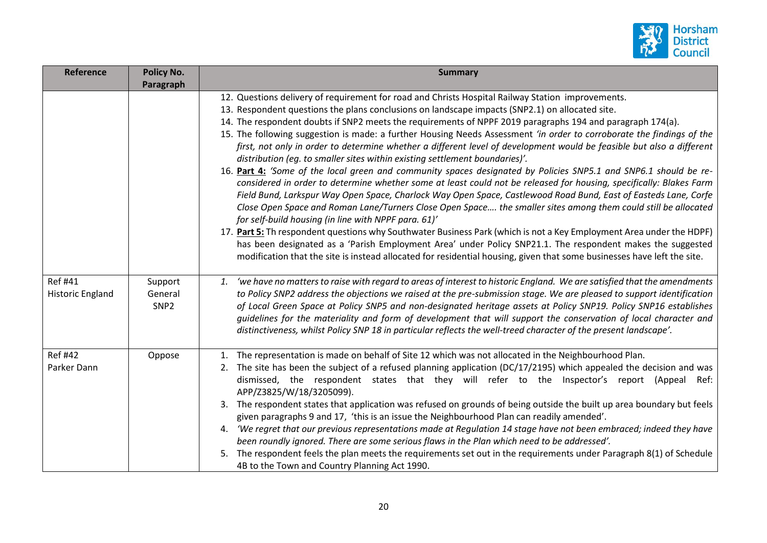| Reference | Policy No. Paragraph | Summary |
|---|---|---|
| | | 12. Questions delivery of requirement for road and Christs Hospital Railway Station improvements.<br>13. Respondent questions the plans conclusions on landscape impacts (SNP2.1) on allocated site.<br>14. The respondent doubts if SNP2 meets the requirements of NPPF 2019 paragraphs 194 and paragraph 174(a).<br>15. The following suggestion is made: a further Housing Needs Assessment *'in order to corroborate the findings of the first, not only in order to determine whether a different level of development would be feasible but also a different distribution (eg. to smaller sites within existing settlement boundaries)'.*<br>16. **Part 4:** *'Some of the local green and community spaces designated by Policies SNP5.1 and SNP6.1 should be re-considered in order to determine whether some at least could not be released for housing, specifically: Blakes Farm Field Bund, Larkspur Way Open Space, Charlock Way Open Space, Castlewood Road Bund, East of Easteds Lane, Corfe Close Open Space and Roman Lane/Turners Close Open Space…. the smaller sites among them could still be allocated for self-build housing (in line with NPPF para. 61)'*<br>17. **Part 5:** Th respondent questions why Southwater Business Park (which is not a Key Employment Area under the HDPF) has been designated as a 'Parish Employment Area' under Policy SNP21.1. The respondent makes the suggested modification that the site is instead allocated for residential housing, given that some businesses have left the site. |
| Ref #41<br>Historic England | Support<br>General<br>SNP2 | 1. *'we have no matters to raise with regard to areas of interest to historic England. We are satisfied that the amendments to Policy SNP2 address the objections we raised at the pre-submission stage. We are pleased to support identification of Local Green Space at Policy SNP5 and non-designated heritage assets at Policy SNP19. Policy SNP16 establishes guidelines for the materiality and form of development that will support the conservation of local character and distinctiveness, whilst Policy SNP 18 in particular reflects the well-treed character of the present landscape'.* |
| Ref #42<br>Parker Dann | Oppose | 1. The representation is made on behalf of Site 12 which was not allocated in the Neighbourhood Plan.<br>2. The site has been the subject of a refused planning application (DC/17/2195) which appealed the decision and was dismissed, the respondent states that they will refer to the Inspector's report (Appeal Ref: APP/Z3825/W/18/3205099).<br>3. The respondent states that application was refused on grounds of being outside the built up area boundary but feels given paragraphs 9 and 17, 'this is an issue the Neighbourhood Plan can readily amended'.<br>4. *'We regret that our previous representations made at Regulation 14 stage have not been embraced; indeed they have been roundly ignored. There are some serious flaws in the Plan which need to be addressed'.*<br>5. The respondent feels the plan meets the requirements set out in the requirements under Paragraph 8(1) of Schedule 4B to the Town and Country Planning Act 1990. |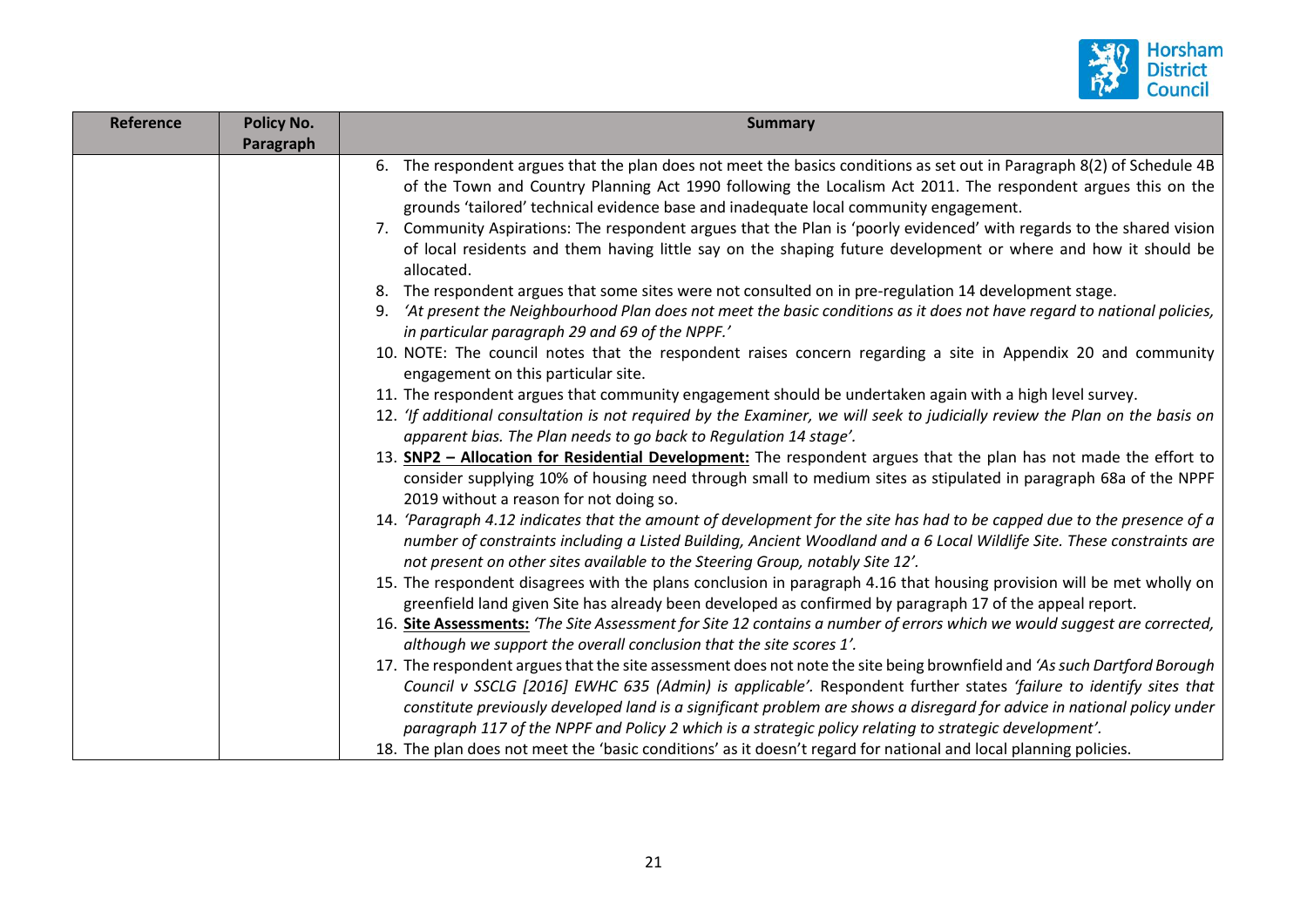| Reference | Policy No. Paragraph | Summary |
| --- | --- | --- |
| | | 6. The respondent argues that the plan does not meet the basics conditions as set out in Paragraph 8(2) of Schedule 4B of the Town and Country Planning Act 1990 following the Localism Act 2011. The respondent argues this on the grounds 'tailored' technical evidence base and inadequate local community engagement.<br>7. Community Aspirations: The respondent argues that the Plan is 'poorly evidenced' with regards to the shared vision of local residents and them having little say on the shaping future development or where and how it should be allocated.<br>8. The respondent argues that some sites were not consulted on in pre-regulation 14 development stage.<br>9. *'At present the Neighbourhood Plan does not meet the basic conditions as it does not have regard to national policies, in particular paragraph 29 and 69 of the NPPF.'*<br>10. NOTE: The council notes that the respondent raises concern regarding a site in Appendix 20 and community engagement on this particular site.<br>11. The respondent argues that community engagement should be undertaken again with a high level survey.<br>12. *'If additional consultation is not required by the Examiner, we will seek to judicially review the Plan on the basis on apparent bias. The Plan needs to go back to Regulation 14 stage'.*<br>13. **<u>SNP2 – Allocation for Residential Development:</u>** The respondent argues that the plan has not made the effort to consider supplying 10% of housing need through small to medium sites as stipulated in paragraph 68a of the NPPF 2019 without a reason for not doing so.<br>14. *'Paragraph 4.12 indicates that the amount of development for the site has had to be capped due to the presence of a number of constraints including a Listed Building, Ancient Woodland and a 6 Local Wildlife Site. These constraints are not present on other sites available to the Steering Group, notably Site 12'.*<br>15. The respondent disagrees with the plans conclusion in paragraph 4.16 that housing provision will be met wholly on greenfield land given Site has already been developed as confirmed by paragraph 17 of the appeal report.<br>16. **<u>Site Assessments:</u>** *'The Site Assessment for Site 12 contains a number of errors which we would suggest are corrected, although we support the overall conclusion that the site scores 1'.*<br>17. The respondent argues that the site assessment does not note the site being brownfield and *'As such Dartford Borough Council v SSCLG [2016] EWHC 635 (Admin) is applicable'*. Respondent further states *'failure to identify sites that constitute previously developed land is a significant problem are shows a disregard for advice in national policy under paragraph 117 of the NPPF and Policy 2 which is a strategic policy relating to strategic development'.*<br>18. The plan does not meet the 'basic conditions' as it doesn't regard for national and local planning policies. |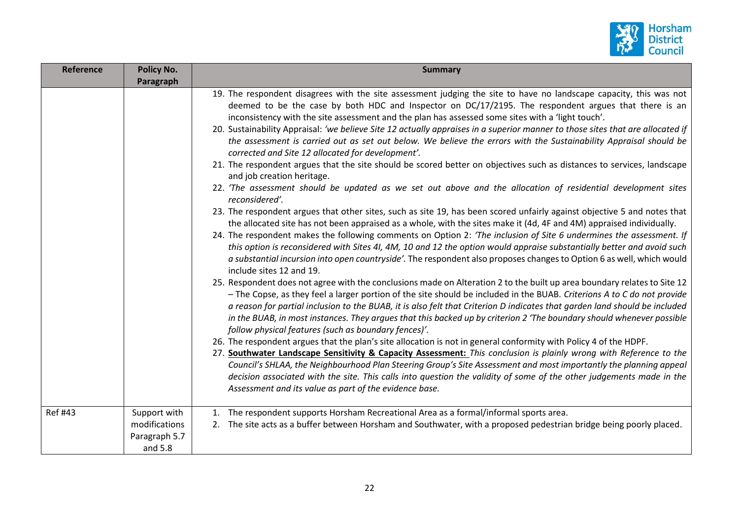| Reference | Policy No. Paragraph | Summary |
|---|---|---|
| | | 19. The respondent disagrees with the site assessment judging the site to have no landscape capacity, this was not deemed to be the case by both HDC and Inspector on DC/17/2195. The respondent argues that there is an inconsistency with the site assessment and the plan has assessed some sites with a 'light touch'.<br>20. Sustainability Appraisal: *'we believe Site 12 actually appraises in a superior manner to those sites that are allocated if the assessment is carried out as set out below. We believe the errors with the Sustainability Appraisal should be corrected and Site 12 allocated for development'.*<br>21. The respondent argues that the site should be scored better on objectives such as distances to services, landscape and job creation heritage.<br>22. *'The assessment should be updated as we set out above and the allocation of residential development sites reconsidered'.*<br>23. The respondent argues that other sites, such as site 19, has been scored unfairly against objective 5 and notes that the allocated site has not been appraised as a whole, with the sites make it (4d, 4F and 4M) appraised individually.<br>24. The respondent makes the following comments on Option 2: *'The inclusion of Site 6 undermines the assessment. If this option is reconsidered with Sites 4I, 4M, 10 and 12 the option would appraise substantially better and avoid such a substantial incursion into open countryside'.* The respondent also proposes changes to Option 6 as well, which would include sites 12 and 19.<br>25. Respondent does not agree with the conclusions made on Alteration 2 to the built up area boundary relates to Site 12 – The Copse, as they feel a larger portion of the site should be included in the BUAB. *Criterions A to C do not provide a reason for partial inclusion to the BUAB, it is also felt that Criterion D indicates that garden land should be included in the BUAB, in most instances. They argues that this backed up by criterion 2 'The boundary should whenever possible follow physical features (such as boundary fences)'.*<br>26. The respondent argues that the plan's site allocation is not in general conformity with Policy 4 of the HDPF.<br>27. **Southwater Landscape Sensitivity & Capacity Assessment:** *This conclusion is plainly wrong with Reference to the Council's SHLAA, the Neighbourhood Plan Steering Group's Site Assessment and most importantly the planning appeal decision associated with the site. This calls into question the validity of some of the other judgements made in the Assessment and its value as part of the evidence base.* |
| Ref #43 | Support with modifications Paragraph 5.7 and 5.8 | 1. The respondent supports Horsham Recreational Area as a formal/informal sports area.<br>2. The site acts as a buffer between Horsham and Southwater, with a proposed pedestrian bridge being poorly placed. |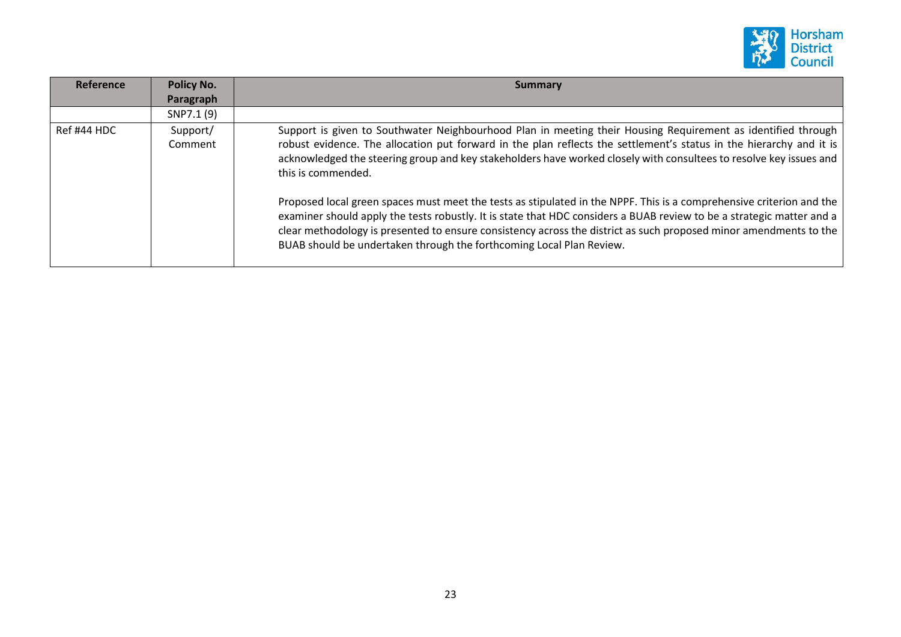| Reference | Policy No. Paragraph | Summary |
|---|---|---|
| | SNP7.1 (9) | |
| Ref #44 HDC | Support/ Comment | Support is given to Southwater Neighbourhood Plan in meeting their Housing Requirement as identified through robust evidence. The allocation put forward in the plan reflects the settlement's status in the hierarchy and it is acknowledged the steering group and key stakeholders have worked closely with consultees to resolve key issues and this is commended.<br><br>Proposed local green spaces must meet the tests as stipulated in the NPPF. This is a comprehensive criterion and the examiner should apply the tests robustly. It is state that HDC considers a BUAB review to be a strategic matter and a clear methodology is presented to ensure consistency across the district as such proposed minor amendments to the BUAB should be undertaken through the forthcoming Local Plan Review. |